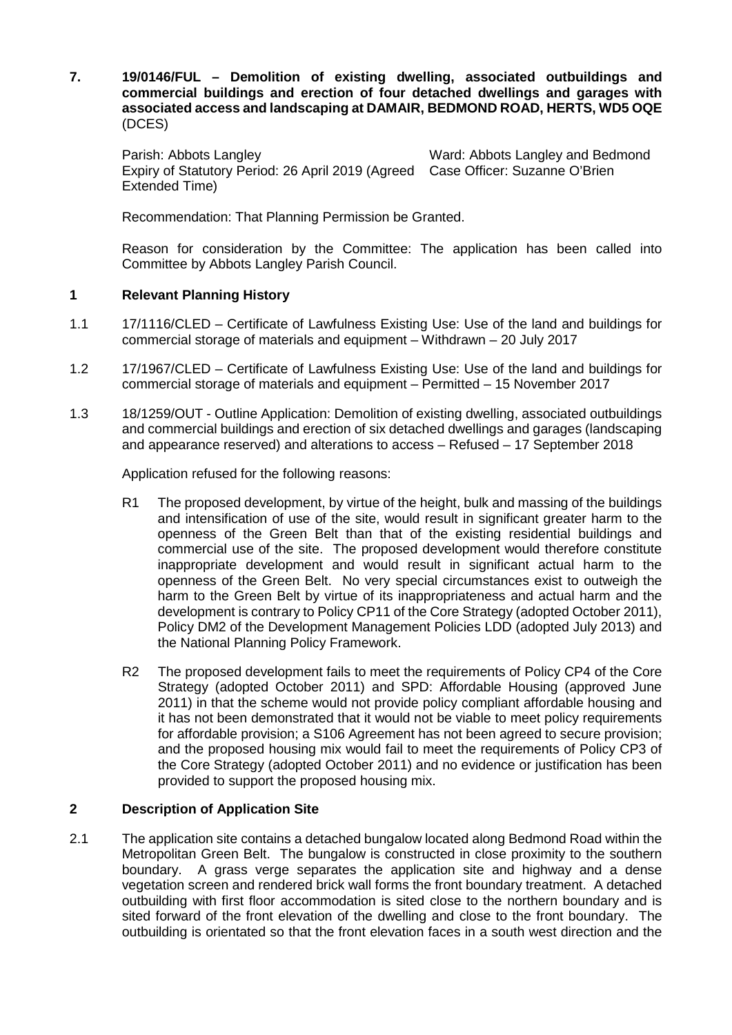**7. 19/0146/FUL – Demolition of existing dwelling, associated outbuildings and commercial buildings and erection of four detached dwellings and garages with associated access and landscaping at DAMAIR, BEDMOND ROAD, HERTS, WD5 OQE** (DCES)

Parish: Abbots Langley
Ward: Abbots Langley and Bedmond
Expiry of Statutory Period: 26 April 2019 (Agreed Extended Time)
Case Officer: Suzanne O'Brien

Recommendation: That Planning Permission be Granted.

Reason for consideration by the Committee: The application has been called into Committee by Abbots Langley Parish Council.

## 1 Relevant Planning History

1.1 17/1116/CLED – Certificate of Lawfulness Existing Use: Use of the land and buildings for commercial storage of materials and equipment – Withdrawn – 20 July 2017

1.2 17/1967/CLED – Certificate of Lawfulness Existing Use: Use of the land and buildings for commercial storage of materials and equipment – Permitted – 15 November 2017

1.3 18/1259/OUT - Outline Application: Demolition of existing dwelling, associated outbuildings and commercial buildings and erection of six detached dwellings and garages (landscaping and appearance reserved) and alterations to access – Refused – 17 September 2018

Application refused for the following reasons:

R1 The proposed development, by virtue of the height, bulk and massing of the buildings and intensification of use of the site, would result in significant greater harm to the openness of the Green Belt than that of the existing residential buildings and commercial use of the site. The proposed development would therefore constitute inappropriate development and would result in significant actual harm to the openness of the Green Belt. No very special circumstances exist to outweigh the harm to the Green Belt by virtue of its inappropriateness and actual harm and the development is contrary to Policy CP11 of the Core Strategy (adopted October 2011), Policy DM2 of the Development Management Policies LDD (adopted July 2013) and the National Planning Policy Framework.

R2 The proposed development fails to meet the requirements of Policy CP4 of the Core Strategy (adopted October 2011) and SPD: Affordable Housing (approved June 2011) in that the scheme would not provide policy compliant affordable housing and it has not been demonstrated that it would not be viable to meet policy requirements for affordable provision; a S106 Agreement has not been agreed to secure provision; and the proposed housing mix would fail to meet the requirements of Policy CP3 of the Core Strategy (adopted October 2011) and no evidence or justification has been provided to support the proposed housing mix.

## 2 Description of Application Site

2.1 The application site contains a detached bungalow located along Bedmond Road within the Metropolitan Green Belt. The bungalow is constructed in close proximity to the southern boundary. A grass verge separates the application site and highway and a dense vegetation screen and rendered brick wall forms the front boundary treatment. A detached outbuilding with first floor accommodation is sited close to the northern boundary and is sited forward of the front elevation of the dwelling and close to the front boundary. The outbuilding is orientated so that the front elevation faces in a south west direction and the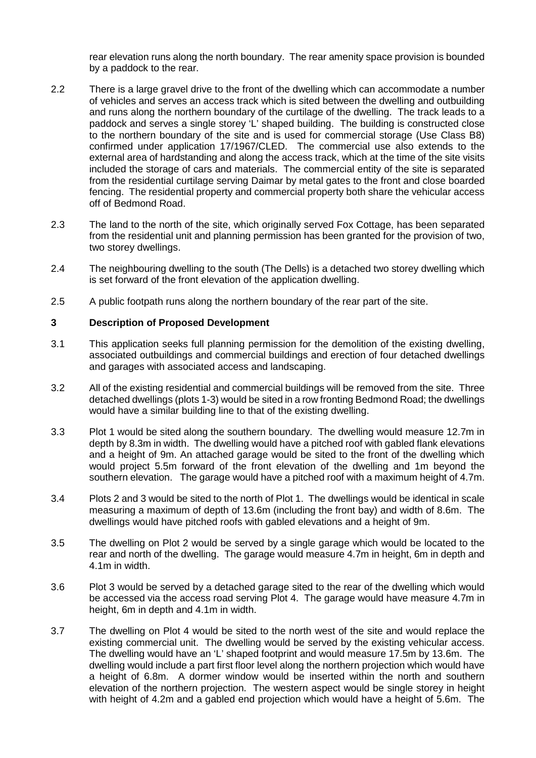rear elevation runs along the north boundary. The rear amenity space provision is bounded by a paddock to the rear.

2.2 There is a large gravel drive to the front of the dwelling which can accommodate a number of vehicles and serves an access track which is sited between the dwelling and outbuilding and runs along the northern boundary of the curtilage of the dwelling. The track leads to a paddock and serves a single storey 'L' shaped building. The building is constructed close to the northern boundary of the site and is used for commercial storage (Use Class B8) confirmed under application 17/1967/CLED. The commercial use also extends to the external area of hardstanding and along the access track, which at the time of the site visits included the storage of cars and materials. The commercial entity of the site is separated from the residential curtilage serving Daimar by metal gates to the front and close boarded fencing. The residential property and commercial property both share the vehicular access off of Bedmond Road.

2.3 The land to the north of the site, which originally served Fox Cottage, has been separated from the residential unit and planning permission has been granted for the provision of two, two storey dwellings.

2.4 The neighbouring dwelling to the south (The Dells) is a detached two storey dwelling which is set forward of the front elevation of the application dwelling.

2.5 A public footpath runs along the northern boundary of the rear part of the site.

## 3 Description of Proposed Development

3.1 This application seeks full planning permission for the demolition of the existing dwelling, associated outbuildings and commercial buildings and erection of four detached dwellings and garages with associated access and landscaping.

3.2 All of the existing residential and commercial buildings will be removed from the site. Three detached dwellings (plots 1-3) would be sited in a row fronting Bedmond Road; the dwellings would have a similar building line to that of the existing dwelling.

3.3 Plot 1 would be sited along the southern boundary. The dwelling would measure 12.7m in depth by 8.3m in width. The dwelling would have a pitched roof with gabled flank elevations and a height of 9m. An attached garage would be sited to the front of the dwelling which would project 5.5m forward of the front elevation of the dwelling and 1m beyond the southern elevation. The garage would have a pitched roof with a maximum height of 4.7m.

3.4 Plots 2 and 3 would be sited to the north of Plot 1. The dwellings would be identical in scale measuring a maximum of depth of 13.6m (including the front bay) and width of 8.6m. The dwellings would have pitched roofs with gabled elevations and a height of 9m.

3.5 The dwelling on Plot 2 would be served by a single garage which would be located to the rear and north of the dwelling. The garage would measure 4.7m in height, 6m in depth and 4.1m in width.

3.6 Plot 3 would be served by a detached garage sited to the rear of the dwelling which would be accessed via the access road serving Plot 4. The garage would have measure 4.7m in height, 6m in depth and 4.1m in width.

3.7 The dwelling on Plot 4 would be sited to the north west of the site and would replace the existing commercial unit. The dwelling would be served by the existing vehicular access. The dwelling would have an 'L' shaped footprint and would measure 17.5m by 13.6m. The dwelling would include a part first floor level along the northern projection which would have a height of 6.8m. A dormer window would be inserted within the north and southern elevation of the northern projection. The western aspect would be single storey in height with height of 4.2m and a gabled end projection which would have a height of 5.6m. The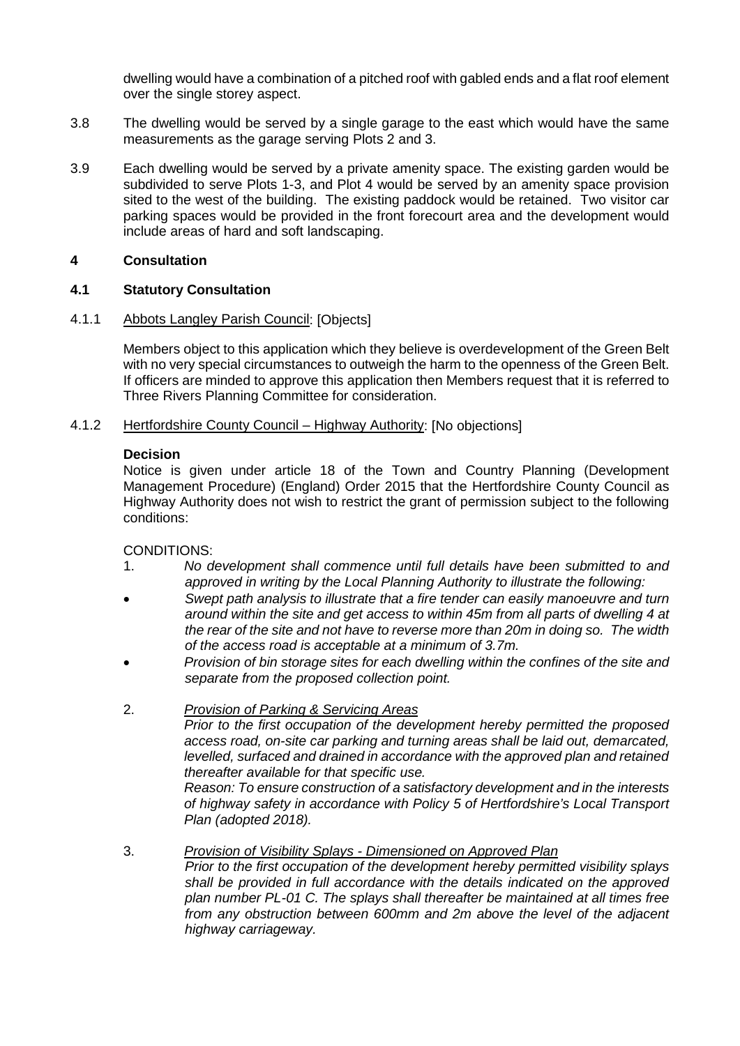dwelling would have a combination of a pitched roof with gabled ends and a flat roof element over the single storey aspect.

3.8 The dwelling would be served by a single garage to the east which would have the same measurements as the garage serving Plots 2 and 3.

3.9 Each dwelling would be served by a private amenity space. The existing garden would be subdivided to serve Plots 1-3, and Plot 4 would be served by an amenity space provision sited to the west of the building. The existing paddock would be retained. Two visitor car parking spaces would be provided in the front forecourt area and the development would include areas of hard and soft landscaping.

## 4 Consultation

### 4.1 Statutory Consultation

4.1.1 Abbots Langley Parish Council: [Objects]

Members object to this application which they believe is overdevelopment of the Green Belt with no very special circumstances to outweigh the harm to the openness of the Green Belt. If officers are minded to approve this application then Members request that it is referred to Three Rivers Planning Committee for consideration.

4.1.2 Hertfordshire County Council – Highway Authority: [No objections]

**Decision**

Notice is given under article 18 of the Town and Country Planning (Development Management Procedure) (England) Order 2015 that the Hertfordshire County Council as Highway Authority does not wish to restrict the grant of permission subject to the following conditions:

CONDITIONS:

1. *No development shall commence until full details have been submitted to and approved in writing by the Local Planning Authority to illustrate the following:*
   - *Swept path analysis to illustrate that a fire tender can easily manoeuvre and turn around within the site and get access to within 45m from all parts of dwelling 4 at the rear of the site and not have to reverse more than 20m in doing so. The width of the access road is acceptable at a minimum of 3.7m.*
   - *Provision of bin storage sites for each dwelling within the confines of the site and separate from the proposed collection point.*

2. *Provision of Parking & Servicing Areas*

   *Prior to the first occupation of the development hereby permitted the proposed access road, on-site car parking and turning areas shall be laid out, demarcated, levelled, surfaced and drained in accordance with the approved plan and retained thereafter available for that specific use.*

   *Reason: To ensure construction of a satisfactory development and in the interests of highway safety in accordance with Policy 5 of Hertfordshire's Local Transport Plan (adopted 2018).*

3. *Provision of Visibility Splays - Dimensioned on Approved Plan*

   *Prior to the first occupation of the development hereby permitted visibility splays shall be provided in full accordance with the details indicated on the approved plan number PL-01 C. The splays shall thereafter be maintained at all times free from any obstruction between 600mm and 2m above the level of the adjacent highway carriageway.*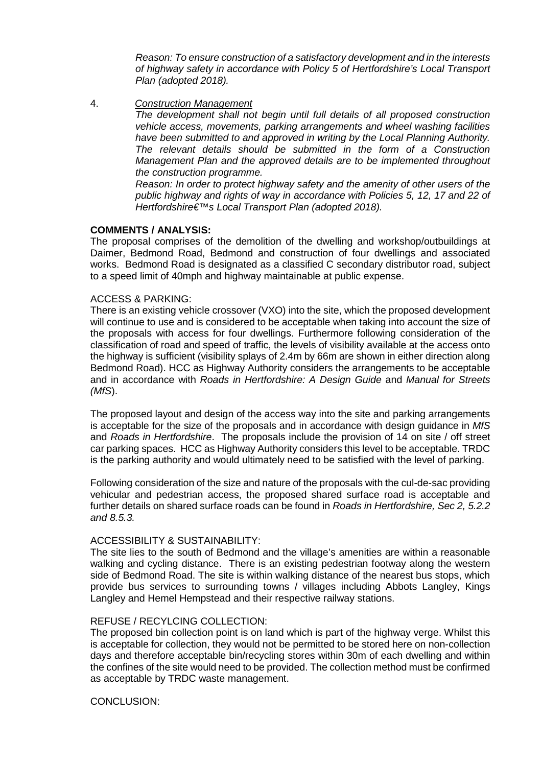*Reason: To ensure construction of a satisfactory development and in the interests of highway safety in accordance with Policy 5 of Hertfordshire's Local Transport Plan (adopted 2018).*

4. *Construction Management*

*The development shall not begin until full details of all proposed construction vehicle access, movements, parking arrangements and wheel washing facilities have been submitted to and approved in writing by the Local Planning Authority. The relevant details should be submitted in the form of a Construction Management Plan and the approved details are to be implemented throughout the construction programme.*

*Reason: In order to protect highway safety and the amenity of other users of the public highway and rights of way in accordance with Policies 5, 12, 17 and 22 of Hertfordshire€™s Local Transport Plan (adopted 2018).*

**COMMENTS / ANALYSIS:**

The proposal comprises of the demolition of the dwelling and workshop/outbuildings at Daimer, Bedmond Road, Bedmond and construction of four dwellings and associated works. Bedmond Road is designated as a classified C secondary distributor road, subject to a speed limit of 40mph and highway maintainable at public expense.

ACCESS & PARKING:

There is an existing vehicle crossover (VXO) into the site, which the proposed development will continue to use and is considered to be acceptable when taking into account the size of the proposals with access for four dwellings. Furthermore following consideration of the classification of road and speed of traffic, the levels of visibility available at the access onto the highway is sufficient (visibility splays of 2.4m by 66m are shown in either direction along Bedmond Road). HCC as Highway Authority considers the arrangements to be acceptable and in accordance with *Roads in Hertfordshire: A Design Guide* and *Manual for Streets (MfS*).

The proposed layout and design of the access way into the site and parking arrangements is acceptable for the size of the proposals and in accordance with design guidance in *MfS* and *Roads in Hertfordshire*. The proposals include the provision of 14 on site / off street car parking spaces. HCC as Highway Authority considers this level to be acceptable. TRDC is the parking authority and would ultimately need to be satisfied with the level of parking.

Following consideration of the size and nature of the proposals with the cul-de-sac providing vehicular and pedestrian access, the proposed shared surface road is acceptable and further details on shared surface roads can be found in *Roads in Hertfordshire, Sec 2, 5.2.2 and 8.5.3.*

ACCESSIBILITY & SUSTAINABILITY:

The site lies to the south of Bedmond and the village's amenities are within a reasonable walking and cycling distance. There is an existing pedestrian footway along the western side of Bedmond Road. The site is within walking distance of the nearest bus stops, which provide bus services to surrounding towns / villages including Abbots Langley, Kings Langley and Hemel Hempstead and their respective railway stations.

REFUSE / RECYLCING COLLECTION:

The proposed bin collection point is on land which is part of the highway verge. Whilst this is acceptable for collection, they would not be permitted to be stored here on non-collection days and therefore acceptable bin/recycling stores within 30m of each dwelling and within the confines of the site would need to be provided. The collection method must be confirmed as acceptable by TRDC waste management.

CONCLUSION: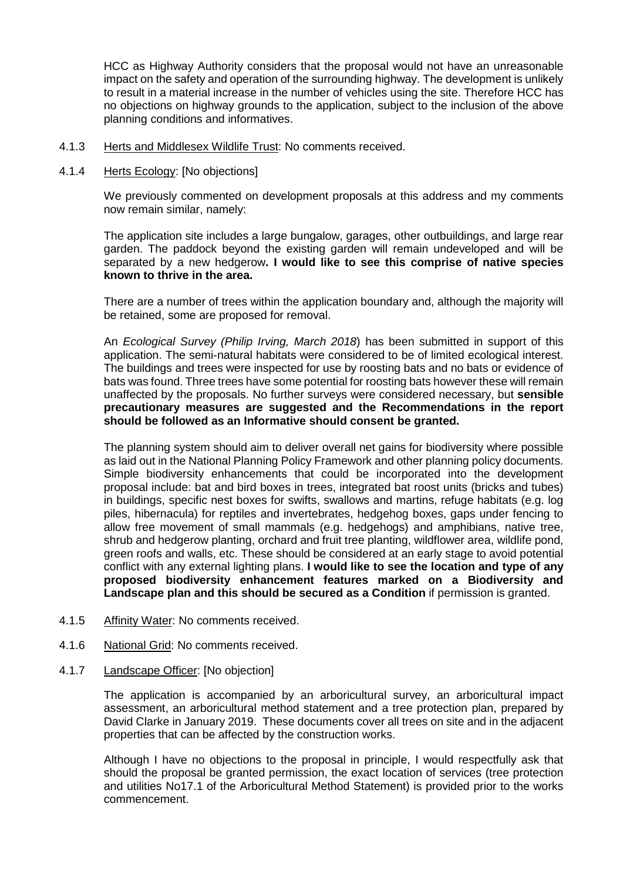HCC as Highway Authority considers that the proposal would not have an unreasonable impact on the safety and operation of the surrounding highway. The development is unlikely to result in a material increase in the number of vehicles using the site. Therefore HCC has no objections on highway grounds to the application, subject to the inclusion of the above planning conditions and informatives.

4.1.3 Herts and Middlesex Wildlife Trust: No comments received.

4.1.4 Herts Ecology: [No objections]

We previously commented on development proposals at this address and my comments now remain similar, namely:

The application site includes a large bungalow, garages, other outbuildings, and large rear garden. The paddock beyond the existing garden will remain undeveloped and will be separated by a new hedgerow**. I would like to see this comprise of native species known to thrive in the area.**

There are a number of trees within the application boundary and, although the majority will be retained, some are proposed for removal.

An *Ecological Survey (Philip Irving, March 2018*) has been submitted in support of this application. The semi-natural habitats were considered to be of limited ecological interest. The buildings and trees were inspected for use by roosting bats and no bats or evidence of bats was found. Three trees have some potential for roosting bats however these will remain unaffected by the proposals. No further surveys were considered necessary, but **sensible precautionary measures are suggested and the Recommendations in the report should be followed as an Informative should consent be granted.**

The planning system should aim to deliver overall net gains for biodiversity where possible as laid out in the National Planning Policy Framework and other planning policy documents. Simple biodiversity enhancements that could be incorporated into the development proposal include: bat and bird boxes in trees, integrated bat roost units (bricks and tubes) in buildings, specific nest boxes for swifts, swallows and martins, refuge habitats (e.g. log piles, hibernacula) for reptiles and invertebrates, hedgehog boxes, gaps under fencing to allow free movement of small mammals (e.g. hedgehogs) and amphibians, native tree, shrub and hedgerow planting, orchard and fruit tree planting, wildflower area, wildlife pond, green roofs and walls, etc. These should be considered at an early stage to avoid potential conflict with any external lighting plans. **I would like to see the location and type of any proposed biodiversity enhancement features marked on a Biodiversity and Landscape plan and this should be secured as a Condition** if permission is granted.

4.1.5 Affinity Water: No comments received.

4.1.6 National Grid: No comments received.

4.1.7 Landscape Officer: [No objection]

The application is accompanied by an arboricultural survey, an arboricultural impact assessment, an arboricultural method statement and a tree protection plan, prepared by David Clarke in January 2019. These documents cover all trees on site and in the adjacent properties that can be affected by the construction works.

Although I have no objections to the proposal in principle, I would respectfully ask that should the proposal be granted permission, the exact location of services (tree protection and utilities No17.1 of the Arboricultural Method Statement) is provided prior to the works commencement.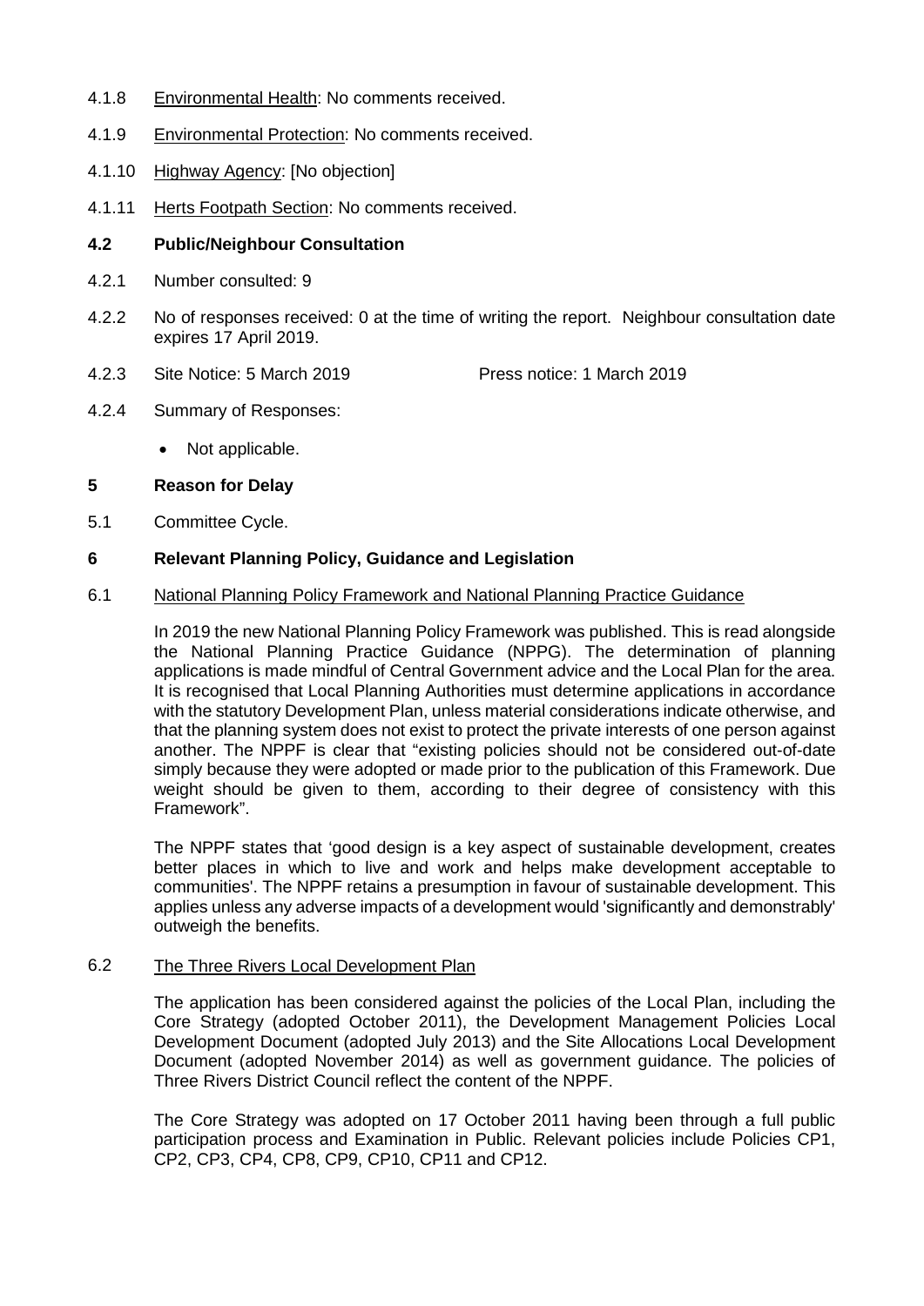4.1.8 Environmental Health: No comments received.

4.1.9 Environmental Protection: No comments received.

4.1.10 Highway Agency: [No objection]

4.1.11 Herts Footpath Section: No comments received.

## 4.2 Public/Neighbour Consultation

4.2.1 Number consulted: 9

4.2.2 No of responses received: 0 at the time of writing the report. Neighbour consultation date expires 17 April 2019.

4.2.3 Site Notice: 5 March 2019 Press notice: 1 March 2019

4.2.4 Summary of Responses:

- Not applicable.

## 5 Reason for Delay

5.1 Committee Cycle.

## 6 Relevant Planning Policy, Guidance and Legislation

6.1 National Planning Policy Framework and National Planning Practice Guidance

In 2019 the new National Planning Policy Framework was published. This is read alongside the National Planning Practice Guidance (NPPG). The determination of planning applications is made mindful of Central Government advice and the Local Plan for the area. It is recognised that Local Planning Authorities must determine applications in accordance with the statutory Development Plan, unless material considerations indicate otherwise, and that the planning system does not exist to protect the private interests of one person against another. The NPPF is clear that "existing policies should not be considered out-of-date simply because they were adopted or made prior to the publication of this Framework. Due weight should be given to them, according to their degree of consistency with this Framework".

The NPPF states that 'good design is a key aspect of sustainable development, creates better places in which to live and work and helps make development acceptable to communities'. The NPPF retains a presumption in favour of sustainable development. This applies unless any adverse impacts of a development would 'significantly and demonstrably' outweigh the benefits.

6.2 The Three Rivers Local Development Plan

The application has been considered against the policies of the Local Plan, including the Core Strategy (adopted October 2011), the Development Management Policies Local Development Document (adopted July 2013) and the Site Allocations Local Development Document (adopted November 2014) as well as government guidance. The policies of Three Rivers District Council reflect the content of the NPPF.

The Core Strategy was adopted on 17 October 2011 having been through a full public participation process and Examination in Public. Relevant policies include Policies CP1, CP2, CP3, CP4, CP8, CP9, CP10, CP11 and CP12.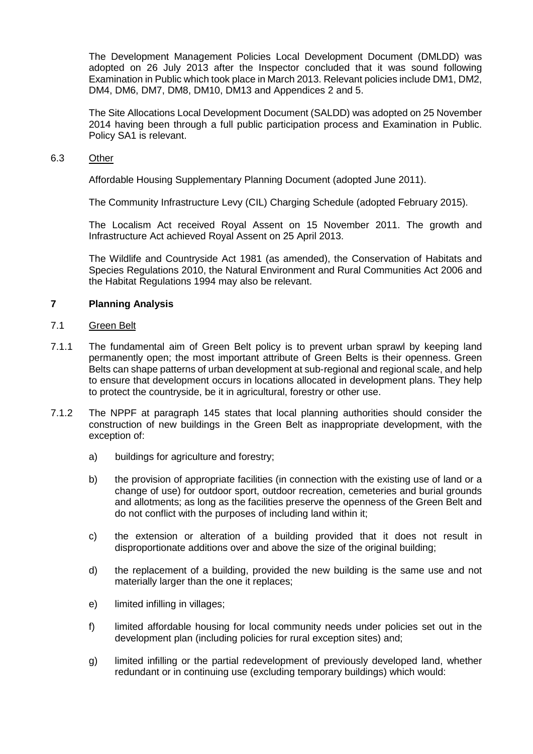The Development Management Policies Local Development Document (DMLDD) was adopted on 26 July 2013 after the Inspector concluded that it was sound following Examination in Public which took place in March 2013. Relevant policies include DM1, DM2, DM4, DM6, DM7, DM8, DM10, DM13 and Appendices 2 and 5.

The Site Allocations Local Development Document (SALDD) was adopted on 25 November 2014 having been through a full public participation process and Examination in Public. Policy SA1 is relevant.

6.3 Other

Affordable Housing Supplementary Planning Document (adopted June 2011).

The Community Infrastructure Levy (CIL) Charging Schedule (adopted February 2015).

The Localism Act received Royal Assent on 15 November 2011. The growth and Infrastructure Act achieved Royal Assent on 25 April 2013.

The Wildlife and Countryside Act 1981 (as amended), the Conservation of Habitats and Species Regulations 2010, the Natural Environment and Rural Communities Act 2006 and the Habitat Regulations 1994 may also be relevant.

## 7 Planning Analysis

7.1 Green Belt

7.1.1 The fundamental aim of Green Belt policy is to prevent urban sprawl by keeping land permanently open; the most important attribute of Green Belts is their openness. Green Belts can shape patterns of urban development at sub-regional and regional scale, and help to ensure that development occurs in locations allocated in development plans. They help to protect the countryside, be it in agricultural, forestry or other use.

7.1.2 The NPPF at paragraph 145 states that local planning authorities should consider the construction of new buildings in the Green Belt as inappropriate development, with the exception of:

a) buildings for agriculture and forestry;

b) the provision of appropriate facilities (in connection with the existing use of land or a change of use) for outdoor sport, outdoor recreation, cemeteries and burial grounds and allotments; as long as the facilities preserve the openness of the Green Belt and do not conflict with the purposes of including land within it;

c) the extension or alteration of a building provided that it does not result in disproportionate additions over and above the size of the original building;

d) the replacement of a building, provided the new building is the same use and not materially larger than the one it replaces;

e) limited infilling in villages;

f) limited affordable housing for local community needs under policies set out in the development plan (including policies for rural exception sites) and;

g) limited infilling or the partial redevelopment of previously developed land, whether redundant or in continuing use (excluding temporary buildings) which would: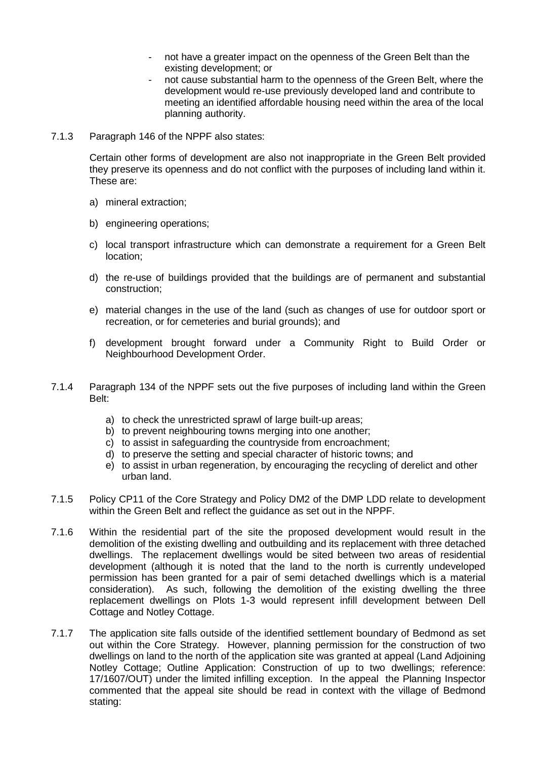- not have a greater impact on the openness of the Green Belt than the existing development; or
- not cause substantial harm to the openness of the Green Belt, where the development would re-use previously developed land and contribute to meeting an identified affordable housing need within the area of the local planning authority.

7.1.3 Paragraph 146 of the NPPF also states:

Certain other forms of development are also not inappropriate in the Green Belt provided they preserve its openness and do not conflict with the purposes of including land within it. These are:

a) mineral extraction;

b) engineering operations;

c) local transport infrastructure which can demonstrate a requirement for a Green Belt location;

d) the re-use of buildings provided that the buildings are of permanent and substantial construction;

e) material changes in the use of the land (such as changes of use for outdoor sport or recreation, or for cemeteries and burial grounds); and

f) development brought forward under a Community Right to Build Order or Neighbourhood Development Order.

7.1.4 Paragraph 134 of the NPPF sets out the five purposes of including land within the Green Belt:

a) to check the unrestricted sprawl of large built-up areas;
b) to prevent neighbouring towns merging into one another;
c) to assist in safeguarding the countryside from encroachment;
d) to preserve the setting and special character of historic towns; and
e) to assist in urban regeneration, by encouraging the recycling of derelict and other urban land.

7.1.5 Policy CP11 of the Core Strategy and Policy DM2 of the DMP LDD relate to development within the Green Belt and reflect the guidance as set out in the NPPF.

7.1.6 Within the residential part of the site the proposed development would result in the demolition of the existing dwelling and outbuilding and its replacement with three detached dwellings. The replacement dwellings would be sited between two areas of residential development (although it is noted that the land to the north is currently undeveloped permission has been granted for a pair of semi detached dwellings which is a material consideration). As such, following the demolition of the existing dwelling the three replacement dwellings on Plots 1-3 would represent infill development between Dell Cottage and Notley Cottage.

7.1.7 The application site falls outside of the identified settlement boundary of Bedmond as set out within the Core Strategy. However, planning permission for the construction of two dwellings on land to the north of the application site was granted at appeal (Land Adjoining Notley Cottage; Outline Application: Construction of up to two dwellings; reference: 17/1607/OUT) under the limited infilling exception. In the appeal the Planning Inspector commented that the appeal site should be read in context with the village of Bedmond stating: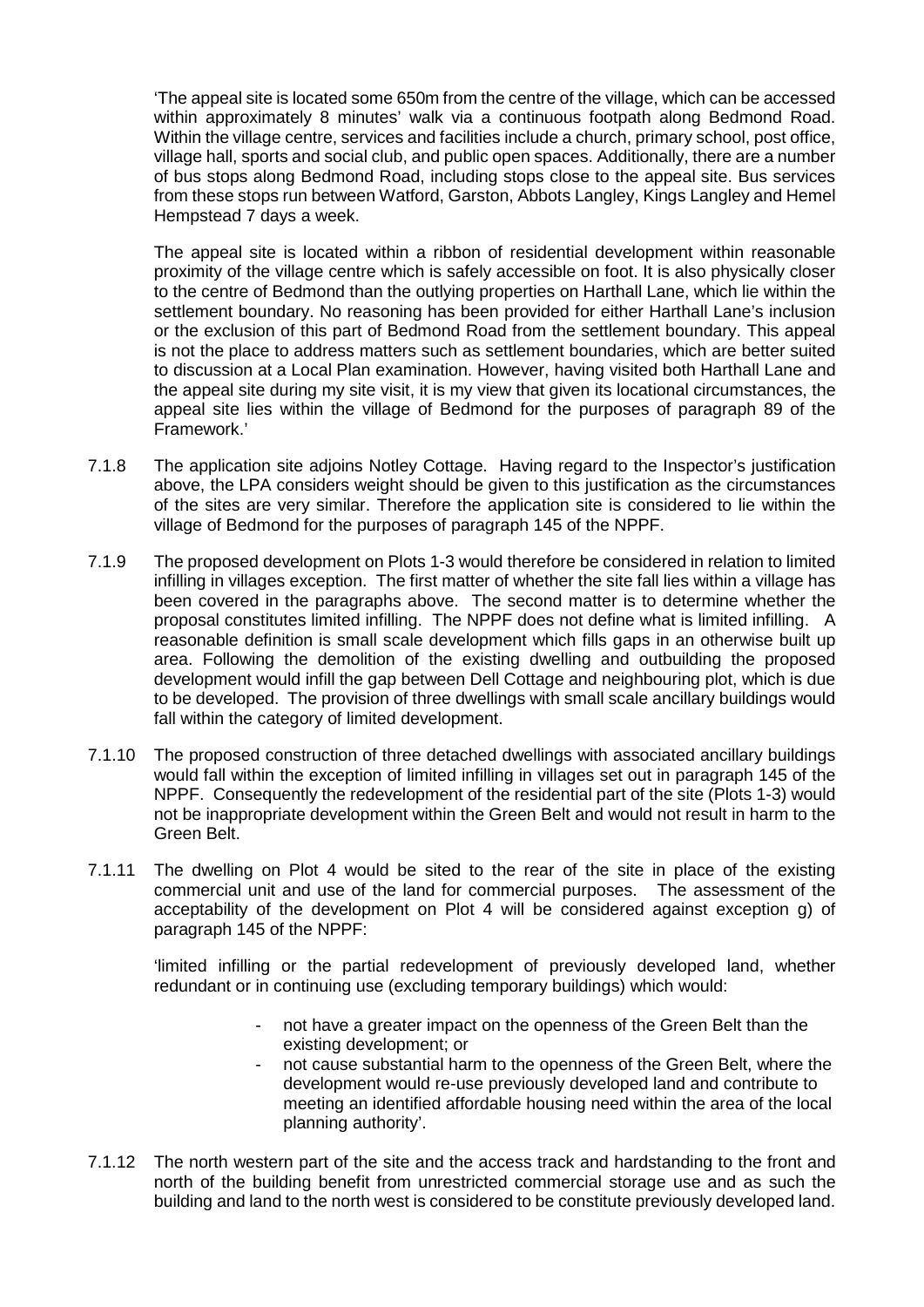'The appeal site is located some 650m from the centre of the village, which can be accessed within approximately 8 minutes' walk via a continuous footpath along Bedmond Road. Within the village centre, services and facilities include a church, primary school, post office, village hall, sports and social club, and public open spaces. Additionally, there are a number of bus stops along Bedmond Road, including stops close to the appeal site. Bus services from these stops run between Watford, Garston, Abbots Langley, Kings Langley and Hemel Hempstead 7 days a week.

The appeal site is located within a ribbon of residential development within reasonable proximity of the village centre which is safely accessible on foot. It is also physically closer to the centre of Bedmond than the outlying properties on Harthall Lane, which lie within the settlement boundary. No reasoning has been provided for either Harthall Lane's inclusion or the exclusion of this part of Bedmond Road from the settlement boundary. This appeal is not the place to address matters such as settlement boundaries, which are better suited to discussion at a Local Plan examination. However, having visited both Harthall Lane and the appeal site during my site visit, it is my view that given its locational circumstances, the appeal site lies within the village of Bedmond for the purposes of paragraph 89 of the Framework.'

7.1.8 The application site adjoins Notley Cottage. Having regard to the Inspector's justification above, the LPA considers weight should be given to this justification as the circumstances of the sites are very similar. Therefore the application site is considered to lie within the village of Bedmond for the purposes of paragraph 145 of the NPPF.

7.1.9 The proposed development on Plots 1-3 would therefore be considered in relation to limited infilling in villages exception. The first matter of whether the site fall lies within a village has been covered in the paragraphs above. The second matter is to determine whether the proposal constitutes limited infilling. The NPPF does not define what is limited infilling. A reasonable definition is small scale development which fills gaps in an otherwise built up area. Following the demolition of the existing dwelling and outbuilding the proposed development would infill the gap between Dell Cottage and neighbouring plot, which is due to be developed. The provision of three dwellings with small scale ancillary buildings would fall within the category of limited development.

7.1.10 The proposed construction of three detached dwellings with associated ancillary buildings would fall within the exception of limited infilling in villages set out in paragraph 145 of the NPPF. Consequently the redevelopment of the residential part of the site (Plots 1-3) would not be inappropriate development within the Green Belt and would not result in harm to the Green Belt.

7.1.11 The dwelling on Plot 4 would be sited to the rear of the site in place of the existing commercial unit and use of the land for commercial purposes. The assessment of the acceptability of the development on Plot 4 will be considered against exception g) of paragraph 145 of the NPPF:

'limited infilling or the partial redevelopment of previously developed land, whether redundant or in continuing use (excluding temporary buildings) which would:

- not have a greater impact on the openness of the Green Belt than the existing development; or
- not cause substantial harm to the openness of the Green Belt, where the development would re-use previously developed land and contribute to meeting an identified affordable housing need within the area of the local planning authority'.

7.1.12 The north western part of the site and the access track and hardstanding to the front and north of the building benefit from unrestricted commercial storage use and as such the building and land to the north west is considered to be constitute previously developed land.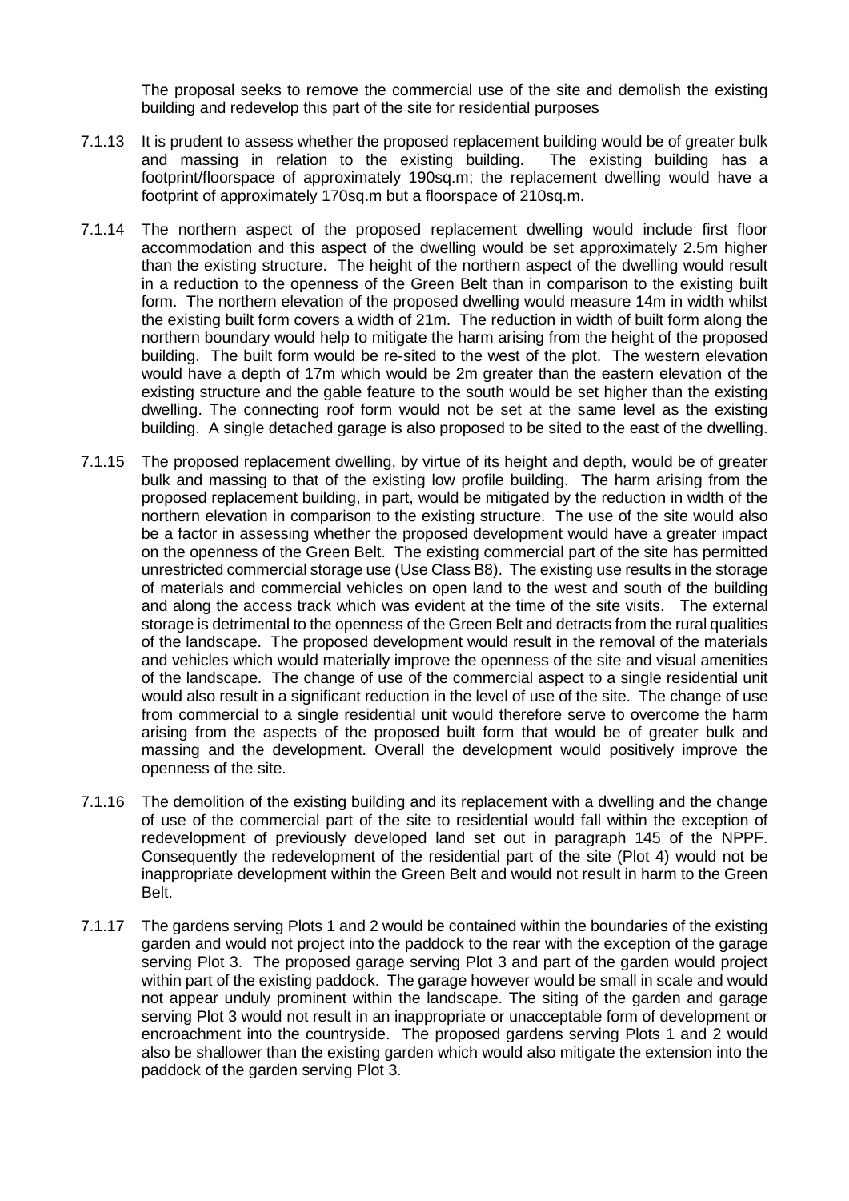The proposal seeks to remove the commercial use of the site and demolish the existing building and redevelop this part of the site for residential purposes

7.1.13 It is prudent to assess whether the proposed replacement building would be of greater bulk and massing in relation to the existing building. The existing building has a footprint/floorspace of approximately 190sq.m; the replacement dwelling would have a footprint of approximately 170sq.m but a floorspace of 210sq.m.

7.1.14 The northern aspect of the proposed replacement dwelling would include first floor accommodation and this aspect of the dwelling would be set approximately 2.5m higher than the existing structure. The height of the northern aspect of the dwelling would result in a reduction to the openness of the Green Belt than in comparison to the existing built form. The northern elevation of the proposed dwelling would measure 14m in width whilst the existing built form covers a width of 21m. The reduction in width of built form along the northern boundary would help to mitigate the harm arising from the height of the proposed building. The built form would be re-sited to the west of the plot. The western elevation would have a depth of 17m which would be 2m greater than the eastern elevation of the existing structure and the gable feature to the south would be set higher than the existing dwelling. The connecting roof form would not be set at the same level as the existing building. A single detached garage is also proposed to be sited to the east of the dwelling.

7.1.15 The proposed replacement dwelling, by virtue of its height and depth, would be of greater bulk and massing to that of the existing low profile building. The harm arising from the proposed replacement building, in part, would be mitigated by the reduction in width of the northern elevation in comparison to the existing structure. The use of the site would also be a factor in assessing whether the proposed development would have a greater impact on the openness of the Green Belt. The existing commercial part of the site has permitted unrestricted commercial storage use (Use Class B8). The existing use results in the storage of materials and commercial vehicles on open land to the west and south of the building and along the access track which was evident at the time of the site visits. The external storage is detrimental to the openness of the Green Belt and detracts from the rural qualities of the landscape. The proposed development would result in the removal of the materials and vehicles which would materially improve the openness of the site and visual amenities of the landscape. The change of use of the commercial aspect to a single residential unit would also result in a significant reduction in the level of use of the site. The change of use from commercial to a single residential unit would therefore serve to overcome the harm arising from the aspects of the proposed built form that would be of greater bulk and massing and the development. Overall the development would positively improve the openness of the site.

7.1.16 The demolition of the existing building and its replacement with a dwelling and the change of use of the commercial part of the site to residential would fall within the exception of redevelopment of previously developed land set out in paragraph 145 of the NPPF. Consequently the redevelopment of the residential part of the site (Plot 4) would not be inappropriate development within the Green Belt and would not result in harm to the Green Belt.

7.1.17 The gardens serving Plots 1 and 2 would be contained within the boundaries of the existing garden and would not project into the paddock to the rear with the exception of the garage serving Plot 3. The proposed garage serving Plot 3 and part of the garden would project within part of the existing paddock. The garage however would be small in scale and would not appear unduly prominent within the landscape. The siting of the garden and garage serving Plot 3 would not result in an inappropriate or unacceptable form of development or encroachment into the countryside. The proposed gardens serving Plots 1 and 2 would also be shallower than the existing garden which would also mitigate the extension into the paddock of the garden serving Plot 3.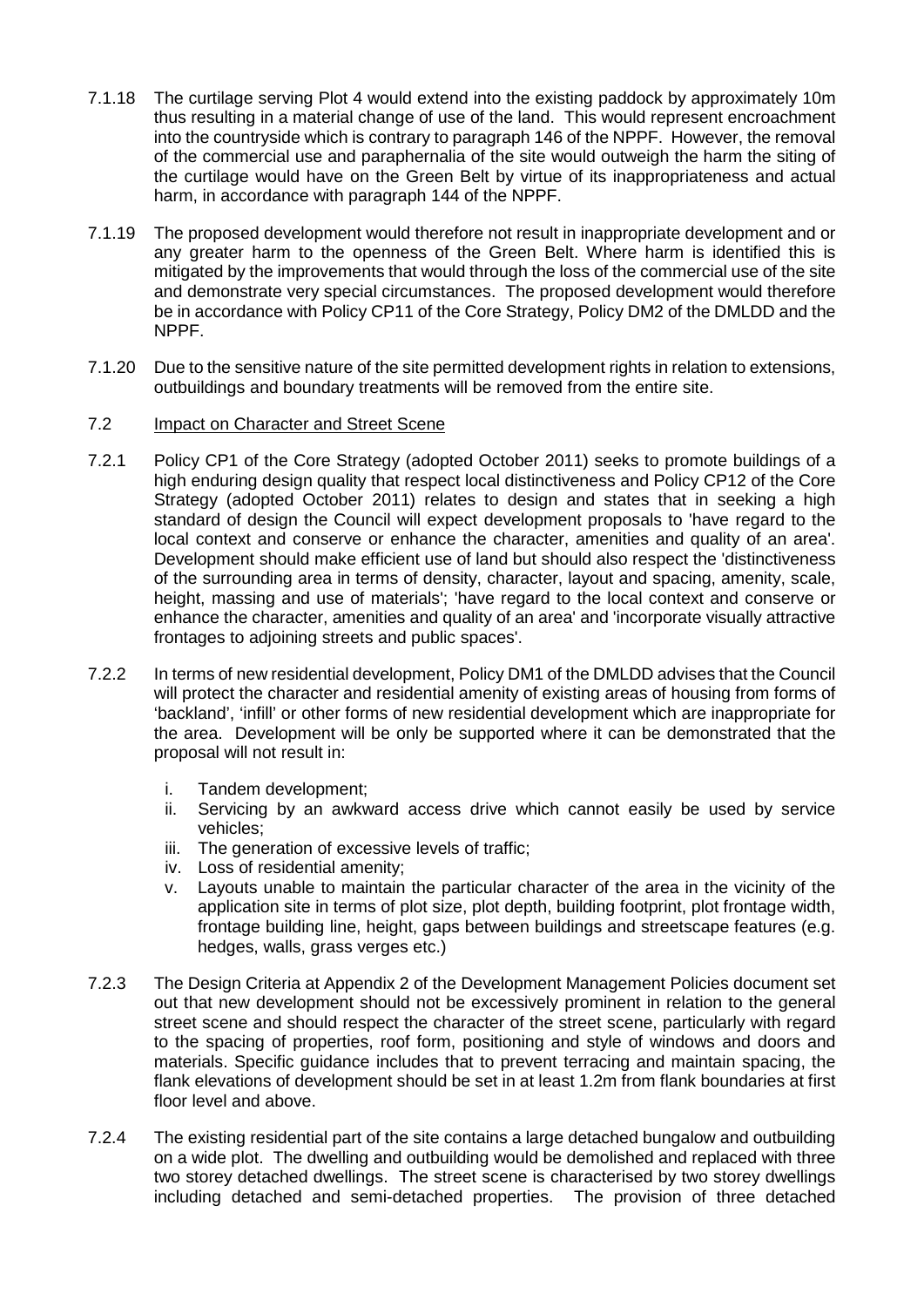7.1.18 The curtilage serving Plot 4 would extend into the existing paddock by approximately 10m thus resulting in a material change of use of the land. This would represent encroachment into the countryside which is contrary to paragraph 146 of the NPPF. However, the removal of the commercial use and paraphernalia of the site would outweigh the harm the siting of the curtilage would have on the Green Belt by virtue of its inappropriateness and actual harm, in accordance with paragraph 144 of the NPPF.

7.1.19 The proposed development would therefore not result in inappropriate development and or any greater harm to the openness of the Green Belt. Where harm is identified this is mitigated by the improvements that would through the loss of the commercial use of the site and demonstrate very special circumstances. The proposed development would therefore be in accordance with Policy CP11 of the Core Strategy, Policy DM2 of the DMLDD and the NPPF.

7.1.20 Due to the sensitive nature of the site permitted development rights in relation to extensions, outbuildings and boundary treatments will be removed from the entire site.

7.2 Impact on Character and Street Scene

7.2.1 Policy CP1 of the Core Strategy (adopted October 2011) seeks to promote buildings of a high enduring design quality that respect local distinctiveness and Policy CP12 of the Core Strategy (adopted October 2011) relates to design and states that in seeking a high standard of design the Council will expect development proposals to 'have regard to the local context and conserve or enhance the character, amenities and quality of an area'. Development should make efficient use of land but should also respect the 'distinctiveness of the surrounding area in terms of density, character, layout and spacing, amenity, scale, height, massing and use of materials'; 'have regard to the local context and conserve or enhance the character, amenities and quality of an area' and 'incorporate visually attractive frontages to adjoining streets and public spaces'.

7.2.2 In terms of new residential development, Policy DM1 of the DMLDD advises that the Council will protect the character and residential amenity of existing areas of housing from forms of 'backland', 'infill' or other forms of new residential development which are inappropriate for the area. Development will be only be supported where it can be demonstrated that the proposal will not result in:

i. Tandem development;
ii. Servicing by an awkward access drive which cannot easily be used by service vehicles;
iii. The generation of excessive levels of traffic;
iv. Loss of residential amenity;
v. Layouts unable to maintain the particular character of the area in the vicinity of the application site in terms of plot size, plot depth, building footprint, plot frontage width, frontage building line, height, gaps between buildings and streetscape features (e.g. hedges, walls, grass verges etc.)

7.2.3 The Design Criteria at Appendix 2 of the Development Management Policies document set out that new development should not be excessively prominent in relation to the general street scene and should respect the character of the street scene, particularly with regard to the spacing of properties, roof form, positioning and style of windows and doors and materials. Specific guidance includes that to prevent terracing and maintain spacing, the flank elevations of development should be set in at least 1.2m from flank boundaries at first floor level and above.

7.2.4 The existing residential part of the site contains a large detached bungalow and outbuilding on a wide plot. The dwelling and outbuilding would be demolished and replaced with three two storey detached dwellings. The street scene is characterised by two storey dwellings including detached and semi-detached properties. The provision of three detached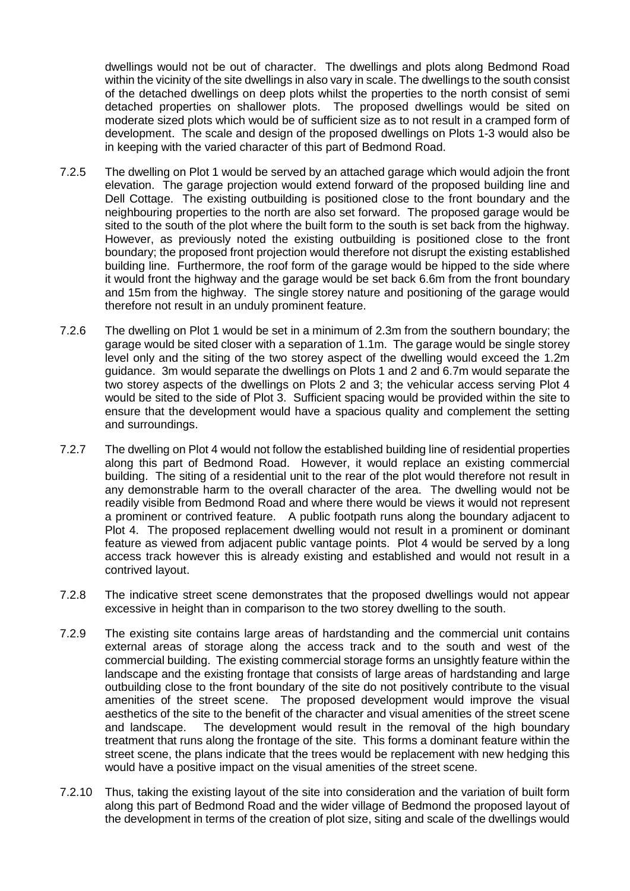dwellings would not be out of character. The dwellings and plots along Bedmond Road within the vicinity of the site dwellings in also vary in scale. The dwellings to the south consist of the detached dwellings on deep plots whilst the properties to the north consist of semi detached properties on shallower plots. The proposed dwellings would be sited on moderate sized plots which would be of sufficient size as to not result in a cramped form of development. The scale and design of the proposed dwellings on Plots 1-3 would also be in keeping with the varied character of this part of Bedmond Road.

7.2.5 The dwelling on Plot 1 would be served by an attached garage which would adjoin the front elevation. The garage projection would extend forward of the proposed building line and Dell Cottage. The existing outbuilding is positioned close to the front boundary and the neighbouring properties to the north are also set forward. The proposed garage would be sited to the south of the plot where the built form to the south is set back from the highway. However, as previously noted the existing outbuilding is positioned close to the front boundary; the proposed front projection would therefore not disrupt the existing established building line. Furthermore, the roof form of the garage would be hipped to the side where it would front the highway and the garage would be set back 6.6m from the front boundary and 15m from the highway. The single storey nature and positioning of the garage would therefore not result in an unduly prominent feature.

7.2.6 The dwelling on Plot 1 would be set in a minimum of 2.3m from the southern boundary; the garage would be sited closer with a separation of 1.1m. The garage would be single storey level only and the siting of the two storey aspect of the dwelling would exceed the 1.2m guidance. 3m would separate the dwellings on Plots 1 and 2 and 6.7m would separate the two storey aspects of the dwellings on Plots 2 and 3; the vehicular access serving Plot 4 would be sited to the side of Plot 3. Sufficient spacing would be provided within the site to ensure that the development would have a spacious quality and complement the setting and surroundings.

7.2.7 The dwelling on Plot 4 would not follow the established building line of residential properties along this part of Bedmond Road. However, it would replace an existing commercial building. The siting of a residential unit to the rear of the plot would therefore not result in any demonstrable harm to the overall character of the area. The dwelling would not be readily visible from Bedmond Road and where there would be views it would not represent a prominent or contrived feature. A public footpath runs along the boundary adjacent to Plot 4. The proposed replacement dwelling would not result in a prominent or dominant feature as viewed from adjacent public vantage points. Plot 4 would be served by a long access track however this is already existing and established and would not result in a contrived layout.

7.2.8 The indicative street scene demonstrates that the proposed dwellings would not appear excessive in height than in comparison to the two storey dwelling to the south.

7.2.9 The existing site contains large areas of hardstanding and the commercial unit contains external areas of storage along the access track and to the south and west of the commercial building. The existing commercial storage forms an unsightly feature within the landscape and the existing frontage that consists of large areas of hardstanding and large outbuilding close to the front boundary of the site do not positively contribute to the visual amenities of the street scene. The proposed development would improve the visual aesthetics of the site to the benefit of the character and visual amenities of the street scene and landscape. The development would result in the removal of the high boundary treatment that runs along the frontage of the site. This forms a dominant feature within the street scene, the plans indicate that the trees would be replacement with new hedging this would have a positive impact on the visual amenities of the street scene.

7.2.10 Thus, taking the existing layout of the site into consideration and the variation of built form along this part of Bedmond Road and the wider village of Bedmond the proposed layout of the development in terms of the creation of plot size, siting and scale of the dwellings would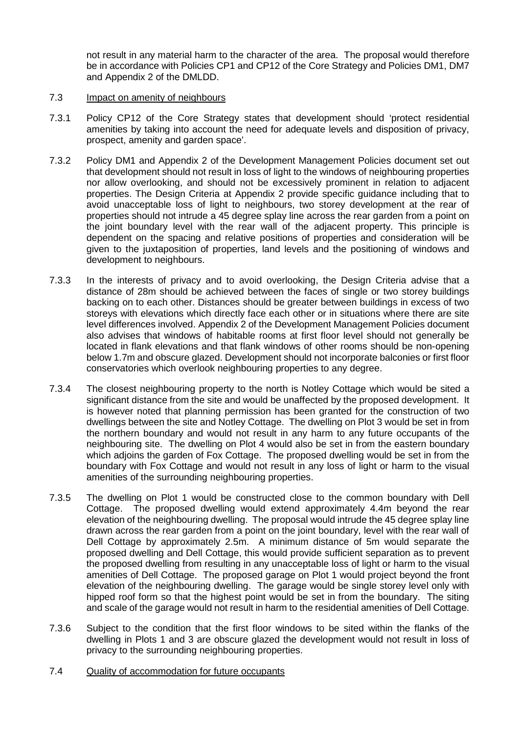not result in any material harm to the character of the area. The proposal would therefore be in accordance with Policies CP1 and CP12 of the Core Strategy and Policies DM1, DM7 and Appendix 2 of the DMLDD.

### 7.3 Impact on amenity of neighbours

7.3.1 Policy CP12 of the Core Strategy states that development should 'protect residential amenities by taking into account the need for adequate levels and disposition of privacy, prospect, amenity and garden space'.

7.3.2 Policy DM1 and Appendix 2 of the Development Management Policies document set out that development should not result in loss of light to the windows of neighbouring properties nor allow overlooking, and should not be excessively prominent in relation to adjacent properties. The Design Criteria at Appendix 2 provide specific guidance including that to avoid unacceptable loss of light to neighbours, two storey development at the rear of properties should not intrude a 45 degree splay line across the rear garden from a point on the joint boundary level with the rear wall of the adjacent property. This principle is dependent on the spacing and relative positions of properties and consideration will be given to the juxtaposition of properties, land levels and the positioning of windows and development to neighbours.

7.3.3 In the interests of privacy and to avoid overlooking, the Design Criteria advise that a distance of 28m should be achieved between the faces of single or two storey buildings backing on to each other. Distances should be greater between buildings in excess of two storeys with elevations which directly face each other or in situations where there are site level differences involved. Appendix 2 of the Development Management Policies document also advises that windows of habitable rooms at first floor level should not generally be located in flank elevations and that flank windows of other rooms should be non-opening below 1.7m and obscure glazed. Development should not incorporate balconies or first floor conservatories which overlook neighbouring properties to any degree.

7.3.4 The closest neighbouring property to the north is Notley Cottage which would be sited a significant distance from the site and would be unaffected by the proposed development. It is however noted that planning permission has been granted for the construction of two dwellings between the site and Notley Cottage. The dwelling on Plot 3 would be set in from the northern boundary and would not result in any harm to any future occupants of the neighbouring site. The dwelling on Plot 4 would also be set in from the eastern boundary which adjoins the garden of Fox Cottage. The proposed dwelling would be set in from the boundary with Fox Cottage and would not result in any loss of light or harm to the visual amenities of the surrounding neighbouring properties.

7.3.5 The dwelling on Plot 1 would be constructed close to the common boundary with Dell Cottage. The proposed dwelling would extend approximately 4.4m beyond the rear elevation of the neighbouring dwelling. The proposal would intrude the 45 degree splay line drawn across the rear garden from a point on the joint boundary, level with the rear wall of Dell Cottage by approximately 2.5m. A minimum distance of 5m would separate the proposed dwelling and Dell Cottage, this would provide sufficient separation as to prevent the proposed dwelling from resulting in any unacceptable loss of light or harm to the visual amenities of Dell Cottage. The proposed garage on Plot 1 would project beyond the front elevation of the neighbouring dwelling. The garage would be single storey level only with hipped roof form so that the highest point would be set in from the boundary. The siting and scale of the garage would not result in harm to the residential amenities of Dell Cottage.

7.3.6 Subject to the condition that the first floor windows to be sited within the flanks of the dwelling in Plots 1 and 3 are obscure glazed the development would not result in loss of privacy to the surrounding neighbouring properties.

### 7.4 Quality of accommodation for future occupants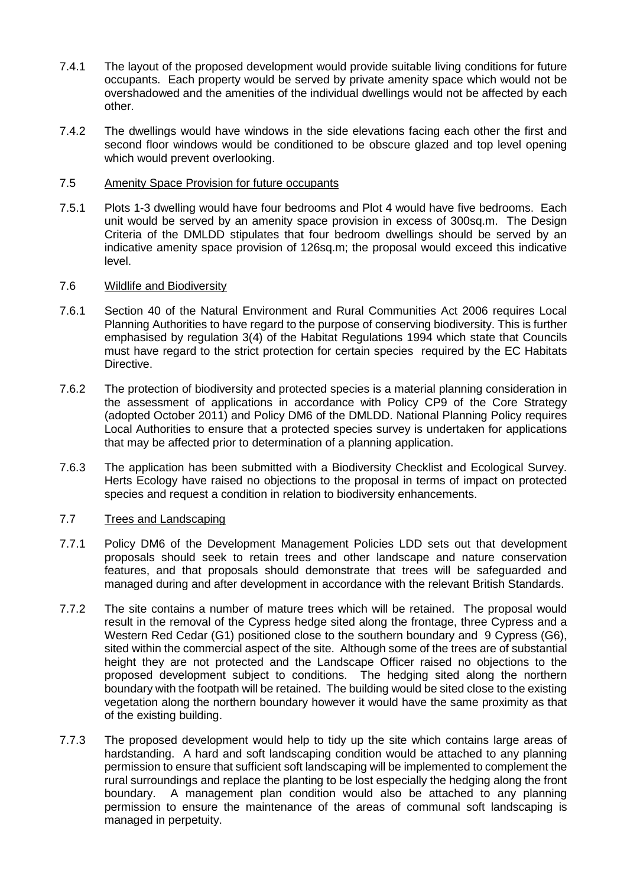7.4.1 The layout of the proposed development would provide suitable living conditions for future occupants. Each property would be served by private amenity space which would not be overshadowed and the amenities of the individual dwellings would not be affected by each other.

7.4.2 The dwellings would have windows in the side elevations facing each other the first and second floor windows would be conditioned to be obscure glazed and top level opening which would prevent overlooking.

7.5 Amenity Space Provision for future occupants

7.5.1 Plots 1-3 dwelling would have four bedrooms and Plot 4 would have five bedrooms. Each unit would be served by an amenity space provision in excess of 300sq.m. The Design Criteria of the DMLDD stipulates that four bedroom dwellings should be served by an indicative amenity space provision of 126sq.m; the proposal would exceed this indicative level.

7.6 Wildlife and Biodiversity

7.6.1 Section 40 of the Natural Environment and Rural Communities Act 2006 requires Local Planning Authorities to have regard to the purpose of conserving biodiversity. This is further emphasised by regulation 3(4) of the Habitat Regulations 1994 which state that Councils must have regard to the strict protection for certain species required by the EC Habitats Directive.

7.6.2 The protection of biodiversity and protected species is a material planning consideration in the assessment of applications in accordance with Policy CP9 of the Core Strategy (adopted October 2011) and Policy DM6 of the DMLDD. National Planning Policy requires Local Authorities to ensure that a protected species survey is undertaken for applications that may be affected prior to determination of a planning application.

7.6.3 The application has been submitted with a Biodiversity Checklist and Ecological Survey. Herts Ecology have raised no objections to the proposal in terms of impact on protected species and request a condition in relation to biodiversity enhancements.

7.7 Trees and Landscaping

7.7.1 Policy DM6 of the Development Management Policies LDD sets out that development proposals should seek to retain trees and other landscape and nature conservation features, and that proposals should demonstrate that trees will be safeguarded and managed during and after development in accordance with the relevant British Standards.

7.7.2 The site contains a number of mature trees which will be retained. The proposal would result in the removal of the Cypress hedge sited along the frontage, three Cypress and a Western Red Cedar (G1) positioned close to the southern boundary and 9 Cypress (G6), sited within the commercial aspect of the site. Although some of the trees are of substantial height they are not protected and the Landscape Officer raised no objections to the proposed development subject to conditions. The hedging sited along the northern boundary with the footpath will be retained. The building would be sited close to the existing vegetation along the northern boundary however it would have the same proximity as that of the existing building.

7.7.3 The proposed development would help to tidy up the site which contains large areas of hardstanding. A hard and soft landscaping condition would be attached to any planning permission to ensure that sufficient soft landscaping will be implemented to complement the rural surroundings and replace the planting to be lost especially the hedging along the front boundary. A management plan condition would also be attached to any planning permission to ensure the maintenance of the areas of communal soft landscaping is managed in perpetuity.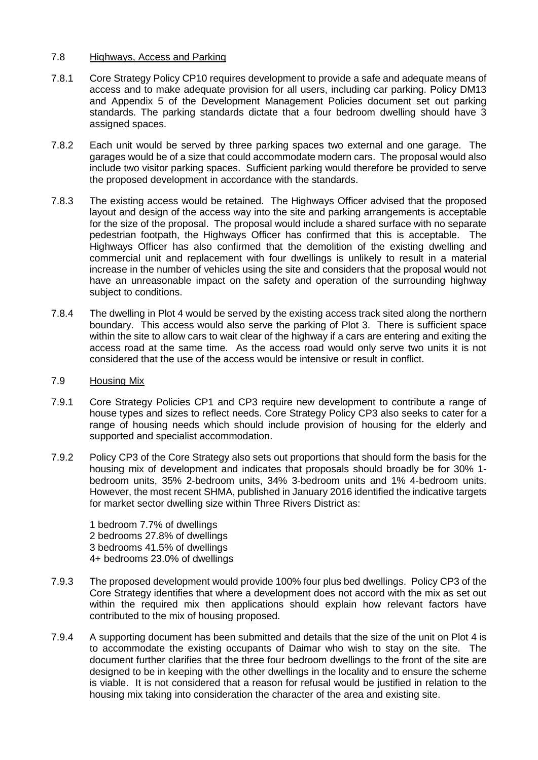## 7.8 Highways, Access and Parking

7.8.1 Core Strategy Policy CP10 requires development to provide a safe and adequate means of access and to make adequate provision for all users, including car parking. Policy DM13 and Appendix 5 of the Development Management Policies document set out parking standards. The parking standards dictate that a four bedroom dwelling should have 3 assigned spaces.

7.8.2 Each unit would be served by three parking spaces two external and one garage. The garages would be of a size that could accommodate modern cars. The proposal would also include two visitor parking spaces. Sufficient parking would therefore be provided to serve the proposed development in accordance with the standards.

7.8.3 The existing access would be retained. The Highways Officer advised that the proposed layout and design of the access way into the site and parking arrangements is acceptable for the size of the proposal. The proposal would include a shared surface with no separate pedestrian footpath, the Highways Officer has confirmed that this is acceptable. The Highways Officer has also confirmed that the demolition of the existing dwelling and commercial unit and replacement with four dwellings is unlikely to result in a material increase in the number of vehicles using the site and considers that the proposal would not have an unreasonable impact on the safety and operation of the surrounding highway subject to conditions.

7.8.4 The dwelling in Plot 4 would be served by the existing access track sited along the northern boundary. This access would also serve the parking of Plot 3. There is sufficient space within the site to allow cars to wait clear of the highway if a cars are entering and exiting the access road at the same time. As the access road would only serve two units it is not considered that the use of the access would be intensive or result in conflict.

## 7.9 Housing Mix

7.9.1 Core Strategy Policies CP1 and CP3 require new development to contribute a range of house types and sizes to reflect needs. Core Strategy Policy CP3 also seeks to cater for a range of housing needs which should include provision of housing for the elderly and supported and specialist accommodation.

7.9.2 Policy CP3 of the Core Strategy also sets out proportions that should form the basis for the housing mix of development and indicates that proposals should broadly be for 30% 1-bedroom units, 35% 2-bedroom units, 34% 3-bedroom units and 1% 4-bedroom units. However, the most recent SHMA, published in January 2016 identified the indicative targets for market sector dwelling size within Three Rivers District as:

1 bedroom 7.7% of dwellings
2 bedrooms 27.8% of dwellings
3 bedrooms 41.5% of dwellings
4+ bedrooms 23.0% of dwellings

7.9.3 The proposed development would provide 100% four plus bed dwellings. Policy CP3 of the Core Strategy identifies that where a development does not accord with the mix as set out within the required mix then applications should explain how relevant factors have contributed to the mix of housing proposed.

7.9.4 A supporting document has been submitted and details that the size of the unit on Plot 4 is to accommodate the existing occupants of Daimar who wish to stay on the site. The document further clarifies that the three four bedroom dwellings to the front of the site are designed to be in keeping with the other dwellings in the locality and to ensure the scheme is viable. It is not considered that a reason for refusal would be justified in relation to the housing mix taking into consideration the character of the area and existing site.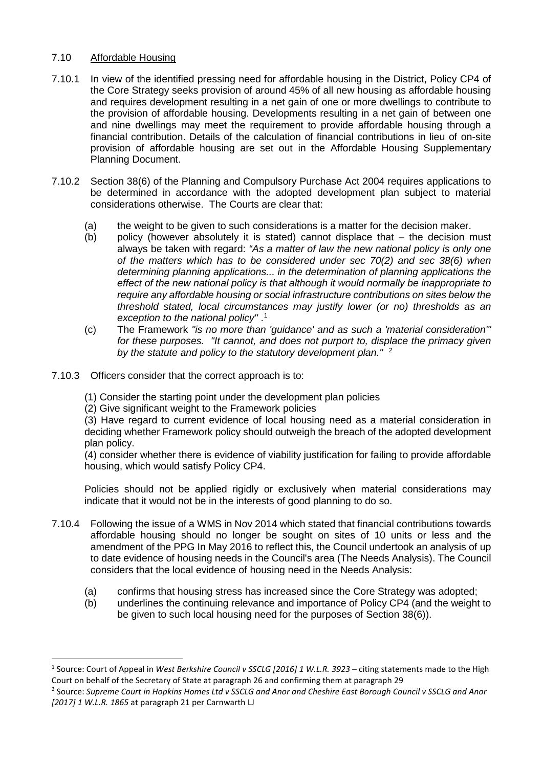## 7.10 Affordable Housing

7.10.1 In view of the identified pressing need for affordable housing in the District, Policy CP4 of the Core Strategy seeks provision of around 45% of all new housing as affordable housing and requires development resulting in a net gain of one or more dwellings to contribute to the provision of affordable housing. Developments resulting in a net gain of between one and nine dwellings may meet the requirement to provide affordable housing through a financial contribution. Details of the calculation of financial contributions in lieu of on-site provision of affordable housing are set out in the Affordable Housing Supplementary Planning Document.

7.10.2 Section 38(6) of the Planning and Compulsory Purchase Act 2004 requires applications to be determined in accordance with the adopted development plan subject to material considerations otherwise. The Courts are clear that:

(a) the weight to be given to such considerations is a matter for the decision maker.

(b) policy (however absolutely it is stated) cannot displace that – the decision must always be taken with regard: *"As a matter of law the new national policy is only one of the matters which has to be considered under sec 70(2) and sec 38(6) when determining planning applications... in the determination of planning applications the effect of the new national policy is that although it would normally be inappropriate to require any affordable housing or social infrastructure contributions on sites below the threshold stated, local circumstances may justify lower (or no) thresholds as an exception to the national policy"* .[1]

(c) The Framework *"is no more than 'guidance' and as such a 'material consideration'" for these purposes. "It cannot, and does not purport to, displace the primacy given by the statute and policy to the statutory development plan."* [2]

7.10.3 Officers consider that the correct approach is to:

(1) Consider the starting point under the development plan policies

(2) Give significant weight to the Framework policies

(3) Have regard to current evidence of local housing need as a material consideration in deciding whether Framework policy should outweigh the breach of the adopted development plan policy.

(4) consider whether there is evidence of viability justification for failing to provide affordable housing, which would satisfy Policy CP4.

Policies should not be applied rigidly or exclusively when material considerations may indicate that it would not be in the interests of good planning to do so.

7.10.4 Following the issue of a WMS in Nov 2014 which stated that financial contributions towards affordable housing should no longer be sought on sites of 10 units or less and the amendment of the PPG In May 2016 to reflect this, the Council undertook an analysis of up to date evidence of housing needs in the Council's area (The Needs Analysis). The Council considers that the local evidence of housing need in the Needs Analysis:

(a) confirms that housing stress has increased since the Core Strategy was adopted;

(b) underlines the continuing relevance and importance of Policy CP4 (and the weight to be given to such local housing need for the purposes of Section 38(6)).

---

[1] Source: Court of Appeal in *West Berkshire Council v SSCLG [2016] 1 W.L.R. 3923* – citing statements made to the High Court on behalf of the Secretary of State at paragraph 26 and confirming them at paragraph 29

[2] Source: *Supreme Court in Hopkins Homes Ltd v SSCLG and Anor and Cheshire East Borough Council v SSCLG and Anor [2017] 1 W.L.R. 1865* at paragraph 21 per Carnwarth LJ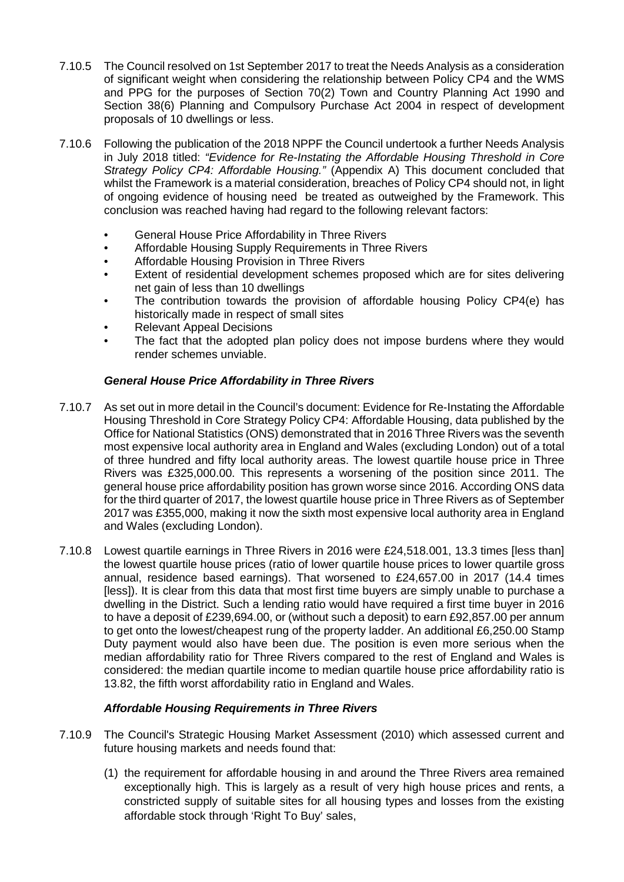7.10.5 The Council resolved on 1st September 2017 to treat the Needs Analysis as a consideration of significant weight when considering the relationship between Policy CP4 and the WMS and PPG for the purposes of Section 70(2) Town and Country Planning Act 1990 and Section 38(6) Planning and Compulsory Purchase Act 2004 in respect of development proposals of 10 dwellings or less.

7.10.6 Following the publication of the 2018 NPPF the Council undertook a further Needs Analysis in July 2018 titled: *"Evidence for Re-Instating the Affordable Housing Threshold in Core Strategy Policy CP4: Affordable Housing."* (Appendix A) This document concluded that whilst the Framework is a material consideration, breaches of Policy CP4 should not, in light of ongoing evidence of housing need be treated as outweighed by the Framework. This conclusion was reached having had regard to the following relevant factors:

- General House Price Affordability in Three Rivers
- Affordable Housing Supply Requirements in Three Rivers
- Affordable Housing Provision in Three Rivers
- Extent of residential development schemes proposed which are for sites delivering net gain of less than 10 dwellings
- The contribution towards the provision of affordable housing Policy CP4(e) has historically made in respect of small sites
- Relevant Appeal Decisions
- The fact that the adopted plan policy does not impose burdens where they would render schemes unviable.

***General House Price Affordability in Three Rivers***

7.10.7 As set out in more detail in the Council's document: Evidence for Re-Instating the Affordable Housing Threshold in Core Strategy Policy CP4: Affordable Housing, data published by the Office for National Statistics (ONS) demonstrated that in 2016 Three Rivers was the seventh most expensive local authority area in England and Wales (excluding London) out of a total of three hundred and fifty local authority areas. The lowest quartile house price in Three Rivers was £325,000.00. This represents a worsening of the position since 2011. The general house price affordability position has grown worse since 2016. According ONS data for the third quarter of 2017, the lowest quartile house price in Three Rivers as of September 2017 was £355,000, making it now the sixth most expensive local authority area in England and Wales (excluding London).

7.10.8 Lowest quartile earnings in Three Rivers in 2016 were £24,518.001, 13.3 times [less than] the lowest quartile house prices (ratio of lower quartile house prices to lower quartile gross annual, residence based earnings). That worsened to £24,657.00 in 2017 (14.4 times [less]). It is clear from this data that most first time buyers are simply unable to purchase a dwelling in the District. Such a lending ratio would have required a first time buyer in 2016 to have a deposit of £239,694.00, or (without such a deposit) to earn £92,857.00 per annum to get onto the lowest/cheapest rung of the property ladder. An additional £6,250.00 Stamp Duty payment would also have been due. The position is even more serious when the median affordability ratio for Three Rivers compared to the rest of England and Wales is considered: the median quartile income to median quartile house price affordability ratio is 13.82, the fifth worst affordability ratio in England and Wales.

***Affordable Housing Requirements in Three Rivers***

7.10.9 The Council's Strategic Housing Market Assessment (2010) which assessed current and future housing markets and needs found that:

(1) the requirement for affordable housing in and around the Three Rivers area remained exceptionally high. This is largely as a result of very high house prices and rents, a constricted supply of suitable sites for all housing types and losses from the existing affordable stock through 'Right To Buy' sales,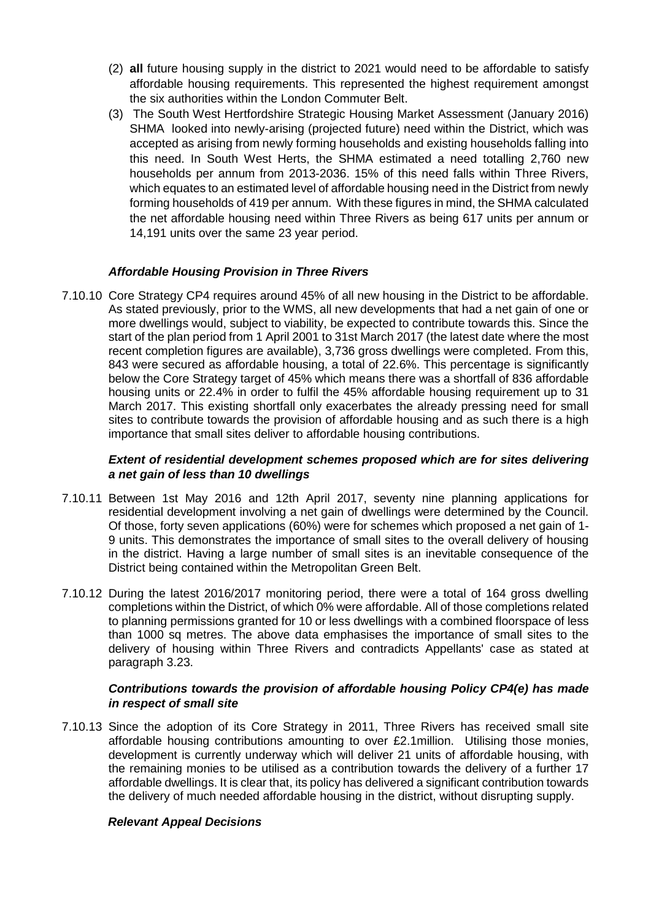(2) **all** future housing supply in the district to 2021 would need to be affordable to satisfy affordable housing requirements. This represented the highest requirement amongst the six authorities within the London Commuter Belt.

(3) The South West Hertfordshire Strategic Housing Market Assessment (January 2016) SHMA looked into newly-arising (projected future) need within the District, which was accepted as arising from newly forming households and existing households falling into this need. In South West Herts, the SHMA estimated a need totalling 2,760 new households per annum from 2013-2036. 15% of this need falls within Three Rivers, which equates to an estimated level of affordable housing need in the District from newly forming households of 419 per annum. With these figures in mind, the SHMA calculated the net affordable housing need within Three Rivers as being 617 units per annum or 14,191 units over the same 23 year period.

***Affordable Housing Provision in Three Rivers***

7.10.10 Core Strategy CP4 requires around 45% of all new housing in the District to be affordable. As stated previously, prior to the WMS, all new developments that had a net gain of one or more dwellings would, subject to viability, be expected to contribute towards this. Since the start of the plan period from 1 April 2001 to 31st March 2017 (the latest date where the most recent completion figures are available), 3,736 gross dwellings were completed. From this, 843 were secured as affordable housing, a total of 22.6%. This percentage is significantly below the Core Strategy target of 45% which means there was a shortfall of 836 affordable housing units or 22.4% in order to fulfil the 45% affordable housing requirement up to 31 March 2017. This existing shortfall only exacerbates the already pressing need for small sites to contribute towards the provision of affordable housing and as such there is a high importance that small sites deliver to affordable housing contributions.

***Extent of residential development schemes proposed which are for sites delivering a net gain of less than 10 dwellings***

7.10.11 Between 1st May 2016 and 12th April 2017, seventy nine planning applications for residential development involving a net gain of dwellings were determined by the Council. Of those, forty seven applications (60%) were for schemes which proposed a net gain of 1-9 units. This demonstrates the importance of small sites to the overall delivery of housing in the district. Having a large number of small sites is an inevitable consequence of the District being contained within the Metropolitan Green Belt.

7.10.12 During the latest 2016/2017 monitoring period, there were a total of 164 gross dwelling completions within the District, of which 0% were affordable. All of those completions related to planning permissions granted for 10 or less dwellings with a combined floorspace of less than 1000 sq metres. The above data emphasises the importance of small sites to the delivery of housing within Three Rivers and contradicts Appellants' case as stated at paragraph 3.23.

***Contributions towards the provision of affordable housing Policy CP4(e) has made in respect of small site***

7.10.13 Since the adoption of its Core Strategy in 2011, Three Rivers has received small site affordable housing contributions amounting to over £2.1million. Utilising those monies, development is currently underway which will deliver 21 units of affordable housing, with the remaining monies to be utilised as a contribution towards the delivery of a further 17 affordable dwellings. It is clear that, its policy has delivered a significant contribution towards the delivery of much needed affordable housing in the district, without disrupting supply.

***Relevant Appeal Decisions***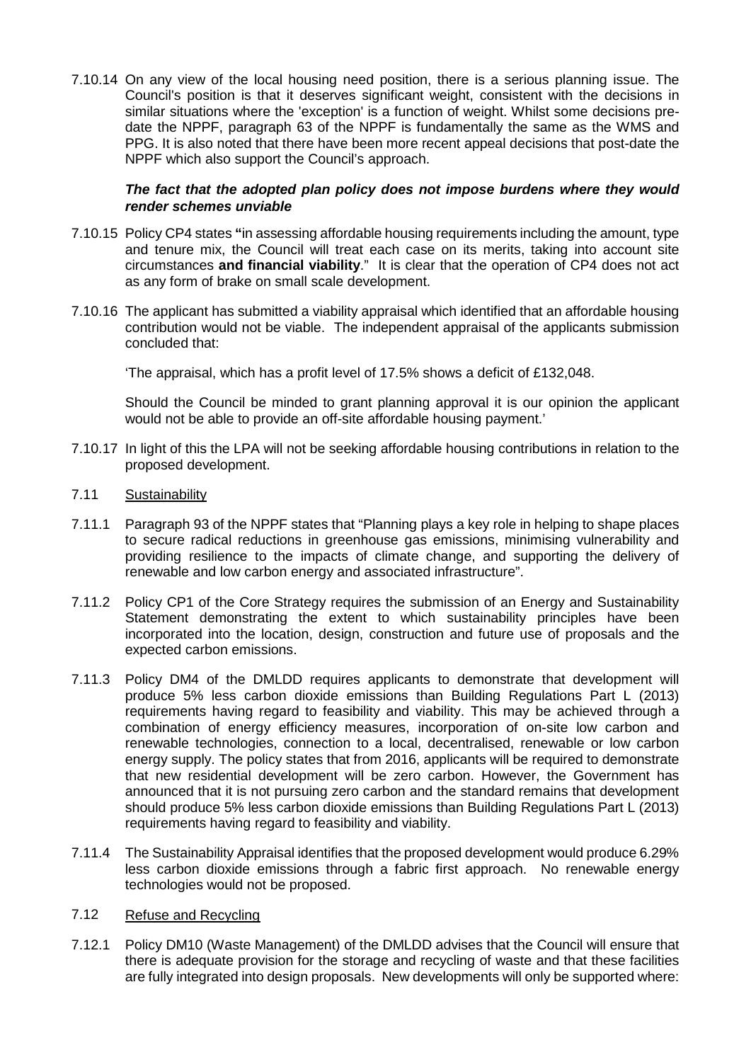7.10.14 On any view of the local housing need position, there is a serious planning issue. The Council's position is that it deserves significant weight, consistent with the decisions in similar situations where the 'exception' is a function of weight. Whilst some decisions pre-date the NPPF, paragraph 63 of the NPPF is fundamentally the same as the WMS and PPG. It is also noted that there have been more recent appeal decisions that post-date the NPPF which also support the Council's approach.

***The fact that the adopted plan policy does not impose burdens where they would render schemes unviable***

7.10.15 Policy CP4 states **"**in assessing affordable housing requirements including the amount, type and tenure mix, the Council will treat each case on its merits, taking into account site circumstances **and financial viability**." It is clear that the operation of CP4 does not act as any form of brake on small scale development.

7.10.16 The applicant has submitted a viability appraisal which identified that an affordable housing contribution would not be viable. The independent appraisal of the applicants submission concluded that:

'The appraisal, which has a profit level of 17.5% shows a deficit of £132,048.

Should the Council be minded to grant planning approval it is our opinion the applicant would not be able to provide an off-site affordable housing payment.'

7.10.17 In light of this the LPA will not be seeking affordable housing contributions in relation to the proposed development.

7.11 Sustainability

7.11.1 Paragraph 93 of the NPPF states that "Planning plays a key role in helping to shape places to secure radical reductions in greenhouse gas emissions, minimising vulnerability and providing resilience to the impacts of climate change, and supporting the delivery of renewable and low carbon energy and associated infrastructure".

7.11.2 Policy CP1 of the Core Strategy requires the submission of an Energy and Sustainability Statement demonstrating the extent to which sustainability principles have been incorporated into the location, design, construction and future use of proposals and the expected carbon emissions.

7.11.3 Policy DM4 of the DMLDD requires applicants to demonstrate that development will produce 5% less carbon dioxide emissions than Building Regulations Part L (2013) requirements having regard to feasibility and viability. This may be achieved through a combination of energy efficiency measures, incorporation of on-site low carbon and renewable technologies, connection to a local, decentralised, renewable or low carbon energy supply. The policy states that from 2016, applicants will be required to demonstrate that new residential development will be zero carbon. However, the Government has announced that it is not pursuing zero carbon and the standard remains that development should produce 5% less carbon dioxide emissions than Building Regulations Part L (2013) requirements having regard to feasibility and viability.

7.11.4 The Sustainability Appraisal identifies that the proposed development would produce 6.29% less carbon dioxide emissions through a fabric first approach. No renewable energy technologies would not be proposed.

7.12 Refuse and Recycling

7.12.1 Policy DM10 (Waste Management) of the DMLDD advises that the Council will ensure that there is adequate provision for the storage and recycling of waste and that these facilities are fully integrated into design proposals. New developments will only be supported where: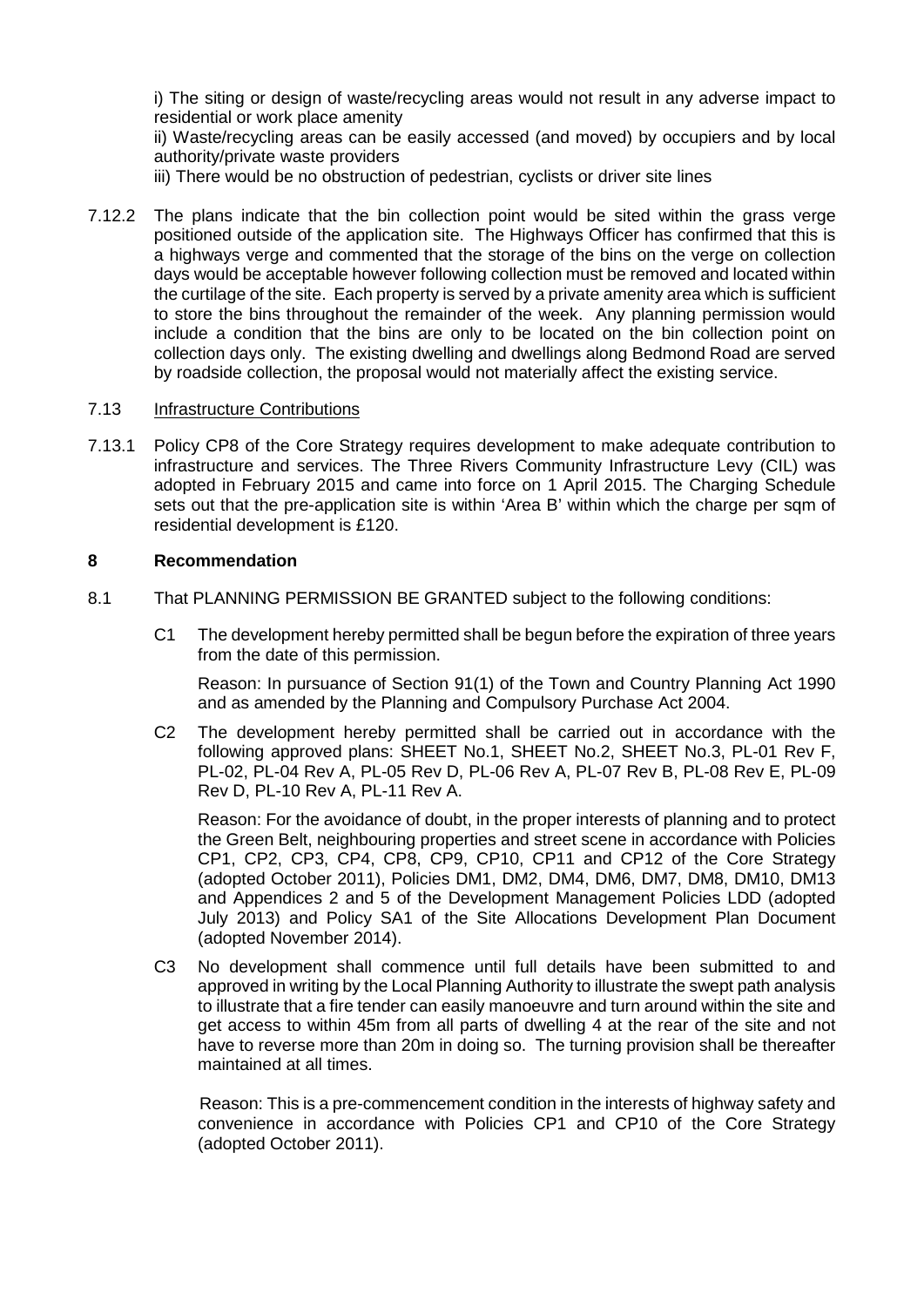i) The siting or design of waste/recycling areas would not result in any adverse impact to residential or work place amenity

ii) Waste/recycling areas can be easily accessed (and moved) by occupiers and by local authority/private waste providers

iii) There would be no obstruction of pedestrian, cyclists or driver site lines

7.12.2 The plans indicate that the bin collection point would be sited within the grass verge positioned outside of the application site. The Highways Officer has confirmed that this is a highways verge and commented that the storage of the bins on the verge on collection days would be acceptable however following collection must be removed and located within the curtilage of the site. Each property is served by a private amenity area which is sufficient to store the bins throughout the remainder of the week. Any planning permission would include a condition that the bins are only to be located on the bin collection point on collection days only. The existing dwelling and dwellings along Bedmond Road are served by roadside collection, the proposal would not materially affect the existing service.

7.13 Infrastructure Contributions

7.13.1 Policy CP8 of the Core Strategy requires development to make adequate contribution to infrastructure and services. The Three Rivers Community Infrastructure Levy (CIL) was adopted in February 2015 and came into force on 1 April 2015. The Charging Schedule sets out that the pre-application site is within 'Area B' within which the charge per sqm of residential development is £120.

## 8 Recommendation

8.1 That PLANNING PERMISSION BE GRANTED subject to the following conditions:

C1 The development hereby permitted shall be begun before the expiration of three years from the date of this permission.

Reason: In pursuance of Section 91(1) of the Town and Country Planning Act 1990 and as amended by the Planning and Compulsory Purchase Act 2004.

C2 The development hereby permitted shall be carried out in accordance with the following approved plans: SHEET No.1, SHEET No.2, SHEET No.3, PL-01 Rev F, PL-02, PL-04 Rev A, PL-05 Rev D, PL-06 Rev A, PL-07 Rev B, PL-08 Rev E, PL-09 Rev D, PL-10 Rev A, PL-11 Rev A.

Reason: For the avoidance of doubt, in the proper interests of planning and to protect the Green Belt, neighbouring properties and street scene in accordance with Policies CP1, CP2, CP3, CP4, CP8, CP9, CP10, CP11 and CP12 of the Core Strategy (adopted October 2011), Policies DM1, DM2, DM4, DM6, DM7, DM8, DM10, DM13 and Appendices 2 and 5 of the Development Management Policies LDD (adopted July 2013) and Policy SA1 of the Site Allocations Development Plan Document (adopted November 2014).

C3 No development shall commence until full details have been submitted to and approved in writing by the Local Planning Authority to illustrate the swept path analysis to illustrate that a fire tender can easily manoeuvre and turn around within the site and get access to within 45m from all parts of dwelling 4 at the rear of the site and not have to reverse more than 20m in doing so. The turning provision shall be thereafter maintained at all times.

Reason: This is a pre-commencement condition in the interests of highway safety and convenience in accordance with Policies CP1 and CP10 of the Core Strategy (adopted October 2011).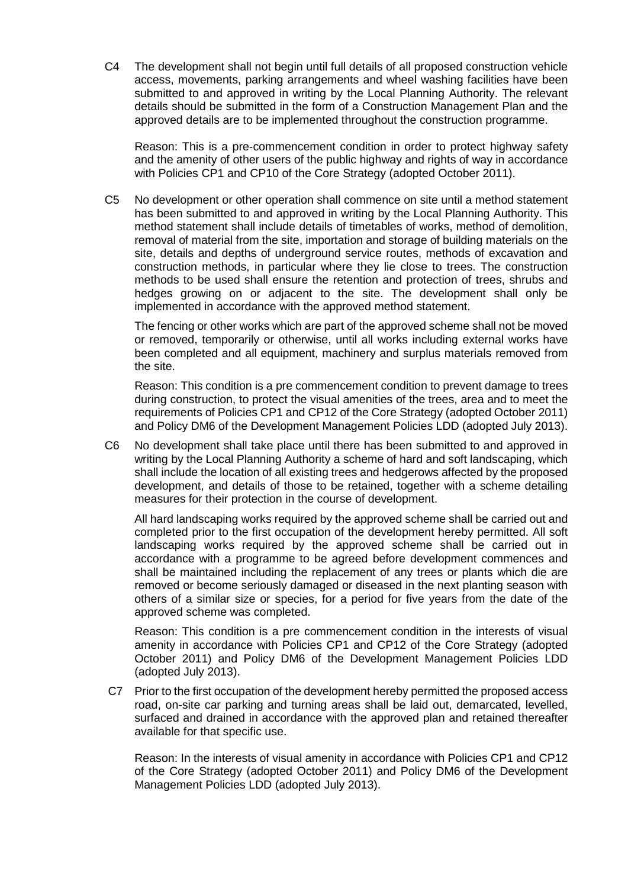C4 The development shall not begin until full details of all proposed construction vehicle access, movements, parking arrangements and wheel washing facilities have been submitted to and approved in writing by the Local Planning Authority. The relevant details should be submitted in the form of a Construction Management Plan and the approved details are to be implemented throughout the construction programme.

Reason: This is a pre-commencement condition in order to protect highway safety and the amenity of other users of the public highway and rights of way in accordance with Policies CP1 and CP10 of the Core Strategy (adopted October 2011).

C5 No development or other operation shall commence on site until a method statement has been submitted to and approved in writing by the Local Planning Authority. This method statement shall include details of timetables of works, method of demolition, removal of material from the site, importation and storage of building materials on the site, details and depths of underground service routes, methods of excavation and construction methods, in particular where they lie close to trees. The construction methods to be used shall ensure the retention and protection of trees, shrubs and hedges growing on or adjacent to the site. The development shall only be implemented in accordance with the approved method statement.

The fencing or other works which are part of the approved scheme shall not be moved or removed, temporarily or otherwise, until all works including external works have been completed and all equipment, machinery and surplus materials removed from the site.

Reason: This condition is a pre commencement condition to prevent damage to trees during construction, to protect the visual amenities of the trees, area and to meet the requirements of Policies CP1 and CP12 of the Core Strategy (adopted October 2011) and Policy DM6 of the Development Management Policies LDD (adopted July 2013).

C6 No development shall take place until there has been submitted to and approved in writing by the Local Planning Authority a scheme of hard and soft landscaping, which shall include the location of all existing trees and hedgerows affected by the proposed development, and details of those to be retained, together with a scheme detailing measures for their protection in the course of development.

All hard landscaping works required by the approved scheme shall be carried out and completed prior to the first occupation of the development hereby permitted. All soft landscaping works required by the approved scheme shall be carried out in accordance with a programme to be agreed before development commences and shall be maintained including the replacement of any trees or plants which die are removed or become seriously damaged or diseased in the next planting season with others of a similar size or species, for a period for five years from the date of the approved scheme was completed.

Reason: This condition is a pre commencement condition in the interests of visual amenity in accordance with Policies CP1 and CP12 of the Core Strategy (adopted October 2011) and Policy DM6 of the Development Management Policies LDD (adopted July 2013).

C7 Prior to the first occupation of the development hereby permitted the proposed access road, on-site car parking and turning areas shall be laid out, demarcated, levelled, surfaced and drained in accordance with the approved plan and retained thereafter available for that specific use.

Reason: In the interests of visual amenity in accordance with Policies CP1 and CP12 of the Core Strategy (adopted October 2011) and Policy DM6 of the Development Management Policies LDD (adopted July 2013).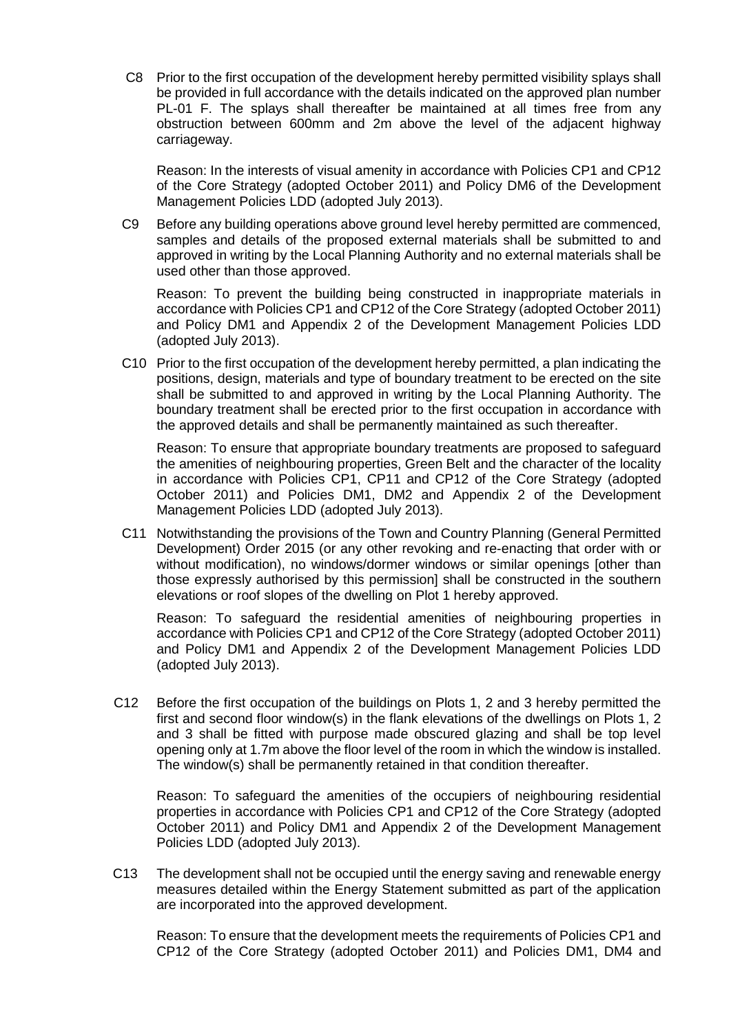C8 Prior to the first occupation of the development hereby permitted visibility splays shall be provided in full accordance with the details indicated on the approved plan number PL-01 F. The splays shall thereafter be maintained at all times free from any obstruction between 600mm and 2m above the level of the adjacent highway carriageway.

Reason: In the interests of visual amenity in accordance with Policies CP1 and CP12 of the Core Strategy (adopted October 2011) and Policy DM6 of the Development Management Policies LDD (adopted July 2013).

C9 Before any building operations above ground level hereby permitted are commenced, samples and details of the proposed external materials shall be submitted to and approved in writing by the Local Planning Authority and no external materials shall be used other than those approved.

Reason: To prevent the building being constructed in inappropriate materials in accordance with Policies CP1 and CP12 of the Core Strategy (adopted October 2011) and Policy DM1 and Appendix 2 of the Development Management Policies LDD (adopted July 2013).

C10 Prior to the first occupation of the development hereby permitted, a plan indicating the positions, design, materials and type of boundary treatment to be erected on the site shall be submitted to and approved in writing by the Local Planning Authority. The boundary treatment shall be erected prior to the first occupation in accordance with the approved details and shall be permanently maintained as such thereafter.

Reason: To ensure that appropriate boundary treatments are proposed to safeguard the amenities of neighbouring properties, Green Belt and the character of the locality in accordance with Policies CP1, CP11 and CP12 of the Core Strategy (adopted October 2011) and Policies DM1, DM2 and Appendix 2 of the Development Management Policies LDD (adopted July 2013).

C11 Notwithstanding the provisions of the Town and Country Planning (General Permitted Development) Order 2015 (or any other revoking and re-enacting that order with or without modification), no windows/dormer windows or similar openings [other than those expressly authorised by this permission] shall be constructed in the southern elevations or roof slopes of the dwelling on Plot 1 hereby approved.

Reason: To safeguard the residential amenities of neighbouring properties in accordance with Policies CP1 and CP12 of the Core Strategy (adopted October 2011) and Policy DM1 and Appendix 2 of the Development Management Policies LDD (adopted July 2013).

C12 Before the first occupation of the buildings on Plots 1, 2 and 3 hereby permitted the first and second floor window(s) in the flank elevations of the dwellings on Plots 1, 2 and 3 shall be fitted with purpose made obscured glazing and shall be top level opening only at 1.7m above the floor level of the room in which the window is installed. The window(s) shall be permanently retained in that condition thereafter.

Reason: To safeguard the amenities of the occupiers of neighbouring residential properties in accordance with Policies CP1 and CP12 of the Core Strategy (adopted October 2011) and Policy DM1 and Appendix 2 of the Development Management Policies LDD (adopted July 2013).

C13 The development shall not be occupied until the energy saving and renewable energy measures detailed within the Energy Statement submitted as part of the application are incorporated into the approved development.

Reason: To ensure that the development meets the requirements of Policies CP1 and CP12 of the Core Strategy (adopted October 2011) and Policies DM1, DM4 and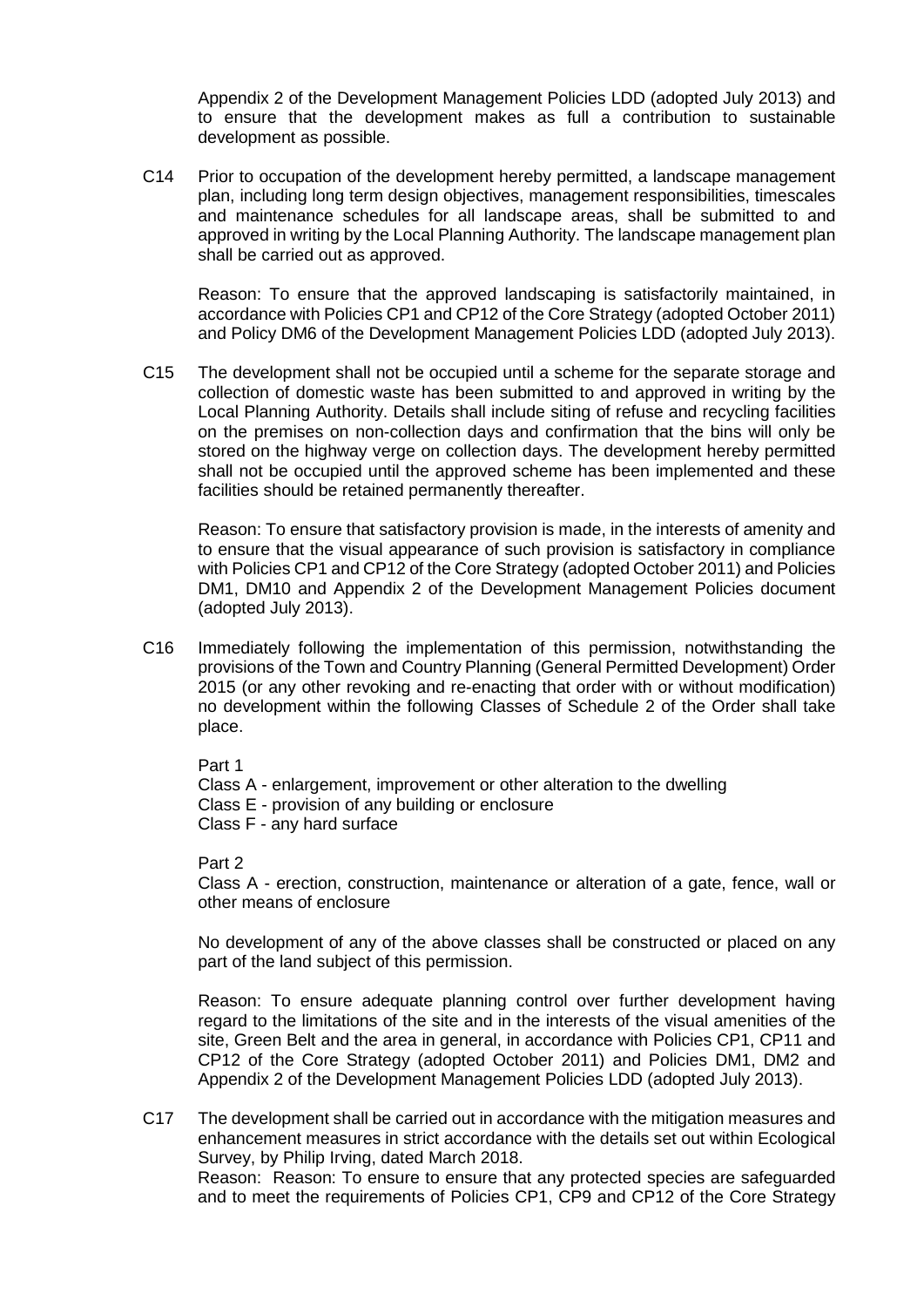Appendix 2 of the Development Management Policies LDD (adopted July 2013) and to ensure that the development makes as full a contribution to sustainable development as possible.

C14 Prior to occupation of the development hereby permitted, a landscape management plan, including long term design objectives, management responsibilities, timescales and maintenance schedules for all landscape areas, shall be submitted to and approved in writing by the Local Planning Authority. The landscape management plan shall be carried out as approved.

Reason: To ensure that the approved landscaping is satisfactorily maintained, in accordance with Policies CP1 and CP12 of the Core Strategy (adopted October 2011) and Policy DM6 of the Development Management Policies LDD (adopted July 2013).

C15 The development shall not be occupied until a scheme for the separate storage and collection of domestic waste has been submitted to and approved in writing by the Local Planning Authority. Details shall include siting of refuse and recycling facilities on the premises on non-collection days and confirmation that the bins will only be stored on the highway verge on collection days. The development hereby permitted shall not be occupied until the approved scheme has been implemented and these facilities should be retained permanently thereafter.

Reason: To ensure that satisfactory provision is made, in the interests of amenity and to ensure that the visual appearance of such provision is satisfactory in compliance with Policies CP1 and CP12 of the Core Strategy (adopted October 2011) and Policies DM1, DM10 and Appendix 2 of the Development Management Policies document (adopted July 2013).

C16 Immediately following the implementation of this permission, notwithstanding the provisions of the Town and Country Planning (General Permitted Development) Order 2015 (or any other revoking and re-enacting that order with or without modification) no development within the following Classes of Schedule 2 of the Order shall take place.

Part 1
Class A - enlargement, improvement or other alteration to the dwelling
Class E - provision of any building or enclosure
Class F - any hard surface

Part 2
Class A - erection, construction, maintenance or alteration of a gate, fence, wall or other means of enclosure

No development of any of the above classes shall be constructed or placed on any part of the land subject of this permission.

Reason: To ensure adequate planning control over further development having regard to the limitations of the site and in the interests of the visual amenities of the site, Green Belt and the area in general, in accordance with Policies CP1, CP11 and CP12 of the Core Strategy (adopted October 2011) and Policies DM1, DM2 and Appendix 2 of the Development Management Policies LDD (adopted July 2013).

C17 The development shall be carried out in accordance with the mitigation measures and enhancement measures in strict accordance with the details set out within Ecological Survey, by Philip Irving, dated March 2018.
Reason: Reason: To ensure to ensure that any protected species are safeguarded and to meet the requirements of Policies CP1, CP9 and CP12 of the Core Strategy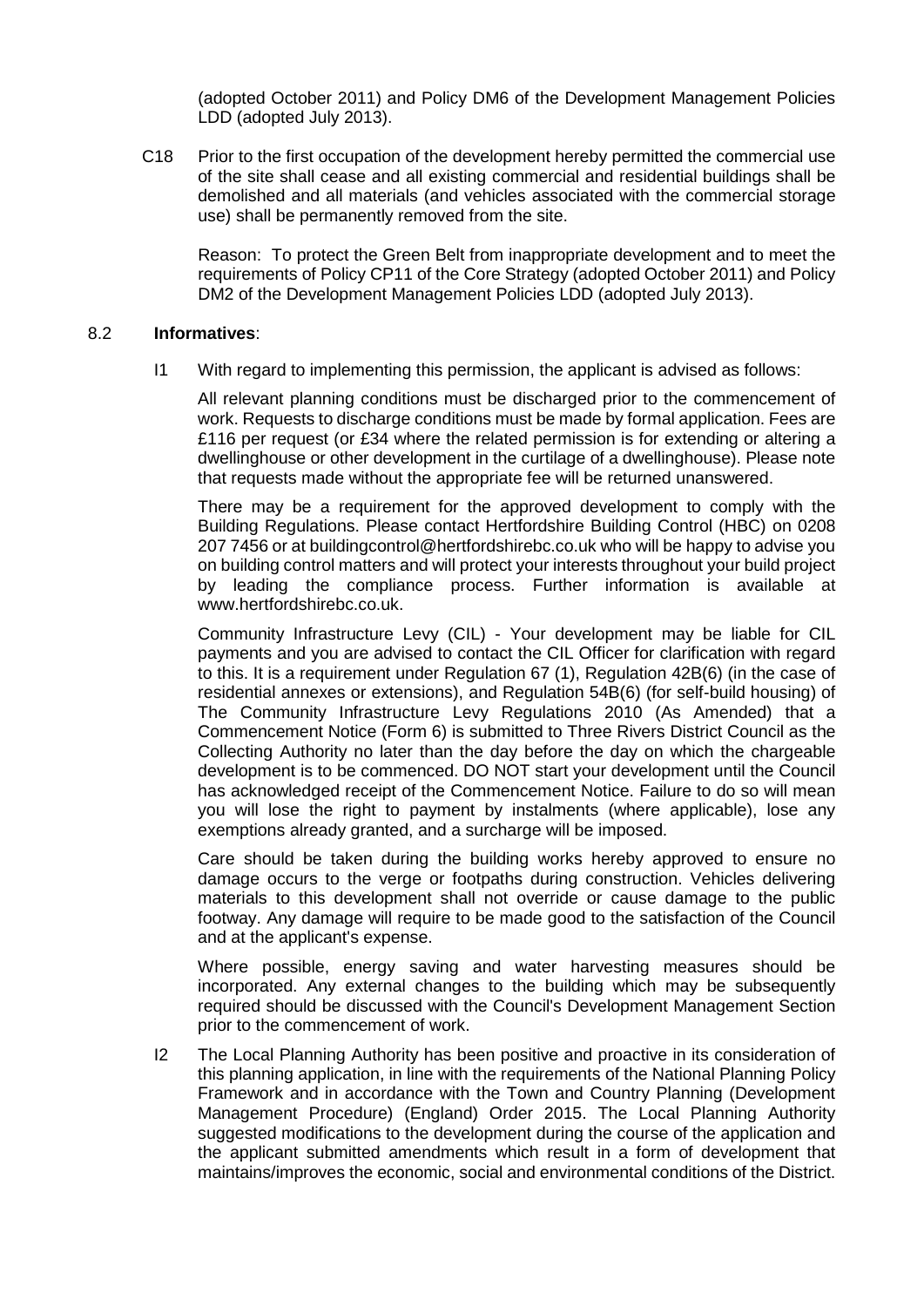(adopted October 2011) and Policy DM6 of the Development Management Policies LDD (adopted July 2013).

C18 Prior to the first occupation of the development hereby permitted the commercial use of the site shall cease and all existing commercial and residential buildings shall be demolished and all materials (and vehicles associated with the commercial storage use) shall be permanently removed from the site.

Reason: To protect the Green Belt from inappropriate development and to meet the requirements of Policy CP11 of the Core Strategy (adopted October 2011) and Policy DM2 of the Development Management Policies LDD (adopted July 2013).

8.2 **Informatives**:

I1 With regard to implementing this permission, the applicant is advised as follows:

All relevant planning conditions must be discharged prior to the commencement of work. Requests to discharge conditions must be made by formal application. Fees are £116 per request (or £34 where the related permission is for extending or altering a dwellinghouse or other development in the curtilage of a dwellinghouse). Please note that requests made without the appropriate fee will be returned unanswered.

There may be a requirement for the approved development to comply with the Building Regulations. Please contact Hertfordshire Building Control (HBC) on 0208 207 7456 or at buildingcontrol@hertfordshirebc.co.uk who will be happy to advise you on building control matters and will protect your interests throughout your build project by leading the compliance process. Further information is available at www.hertfordshirebc.co.uk.

Community Infrastructure Levy (CIL) - Your development may be liable for CIL payments and you are advised to contact the CIL Officer for clarification with regard to this. It is a requirement under Regulation 67 (1), Regulation 42B(6) (in the case of residential annexes or extensions), and Regulation 54B(6) (for self-build housing) of The Community Infrastructure Levy Regulations 2010 (As Amended) that a Commencement Notice (Form 6) is submitted to Three Rivers District Council as the Collecting Authority no later than the day before the day on which the chargeable development is to be commenced. DO NOT start your development until the Council has acknowledged receipt of the Commencement Notice. Failure to do so will mean you will lose the right to payment by instalments (where applicable), lose any exemptions already granted, and a surcharge will be imposed.

Care should be taken during the building works hereby approved to ensure no damage occurs to the verge or footpaths during construction. Vehicles delivering materials to this development shall not override or cause damage to the public footway. Any damage will require to be made good to the satisfaction of the Council and at the applicant's expense.

Where possible, energy saving and water harvesting measures should be incorporated. Any external changes to the building which may be subsequently required should be discussed with the Council's Development Management Section prior to the commencement of work.

I2 The Local Planning Authority has been positive and proactive in its consideration of this planning application, in line with the requirements of the National Planning Policy Framework and in accordance with the Town and Country Planning (Development Management Procedure) (England) Order 2015. The Local Planning Authority suggested modifications to the development during the course of the application and the applicant submitted amendments which result in a form of development that maintains/improves the economic, social and environmental conditions of the District.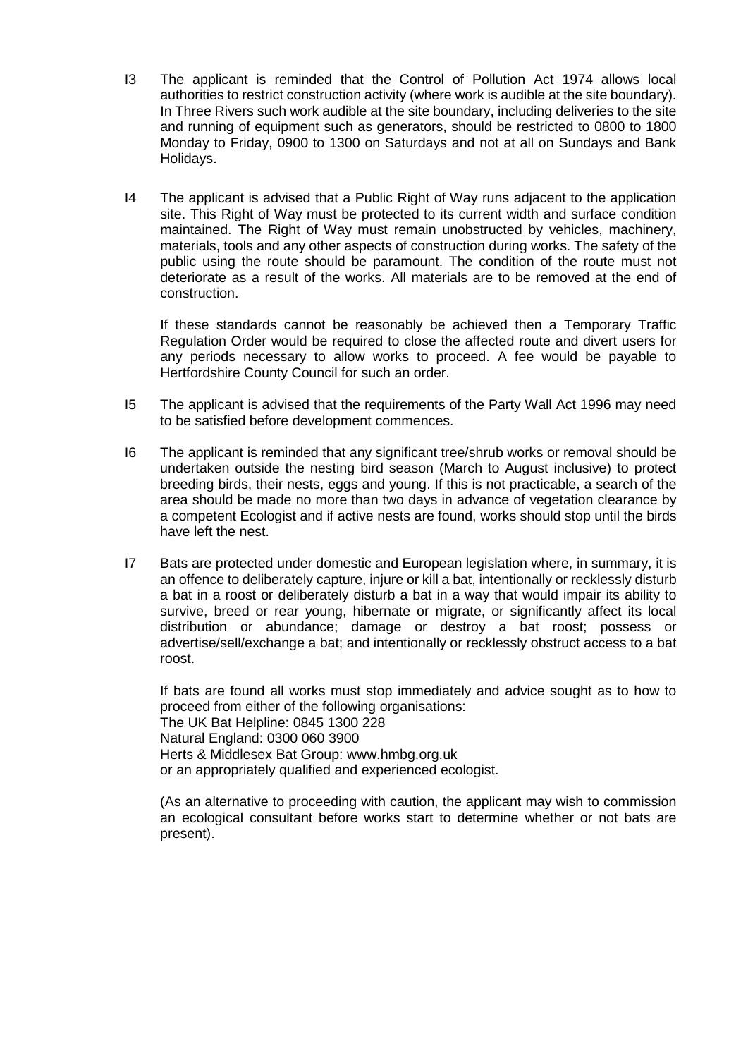I3 The applicant is reminded that the Control of Pollution Act 1974 allows local authorities to restrict construction activity (where work is audible at the site boundary). In Three Rivers such work audible at the site boundary, including deliveries to the site and running of equipment such as generators, should be restricted to 0800 to 1800 Monday to Friday, 0900 to 1300 on Saturdays and not at all on Sundays and Bank Holidays.

I4 The applicant is advised that a Public Right of Way runs adjacent to the application site. This Right of Way must be protected to its current width and surface condition maintained. The Right of Way must remain unobstructed by vehicles, machinery, materials, tools and any other aspects of construction during works. The safety of the public using the route should be paramount. The condition of the route must not deteriorate as a result of the works. All materials are to be removed at the end of construction.

If these standards cannot be reasonably be achieved then a Temporary Traffic Regulation Order would be required to close the affected route and divert users for any periods necessary to allow works to proceed. A fee would be payable to Hertfordshire County Council for such an order.

I5 The applicant is advised that the requirements of the Party Wall Act 1996 may need to be satisfied before development commences.

I6 The applicant is reminded that any significant tree/shrub works or removal should be undertaken outside the nesting bird season (March to August inclusive) to protect breeding birds, their nests, eggs and young. If this is not practicable, a search of the area should be made no more than two days in advance of vegetation clearance by a competent Ecologist and if active nests are found, works should stop until the birds have left the nest.

I7 Bats are protected under domestic and European legislation where, in summary, it is an offence to deliberately capture, injure or kill a bat, intentionally or recklessly disturb a bat in a roost or deliberately disturb a bat in a way that would impair its ability to survive, breed or rear young, hibernate or migrate, or significantly affect its local distribution or abundance; damage or destroy a bat roost; possess or advertise/sell/exchange a bat; and intentionally or recklessly obstruct access to a bat roost.

If bats are found all works must stop immediately and advice sought as to how to proceed from either of the following organisations:
The UK Bat Helpline: 0845 1300 228
Natural England: 0300 060 3900
Herts & Middlesex Bat Group: www.hmbg.org.uk
or an appropriately qualified and experienced ecologist.

(As an alternative to proceeding with caution, the applicant may wish to commission an ecological consultant before works start to determine whether or not bats are present).